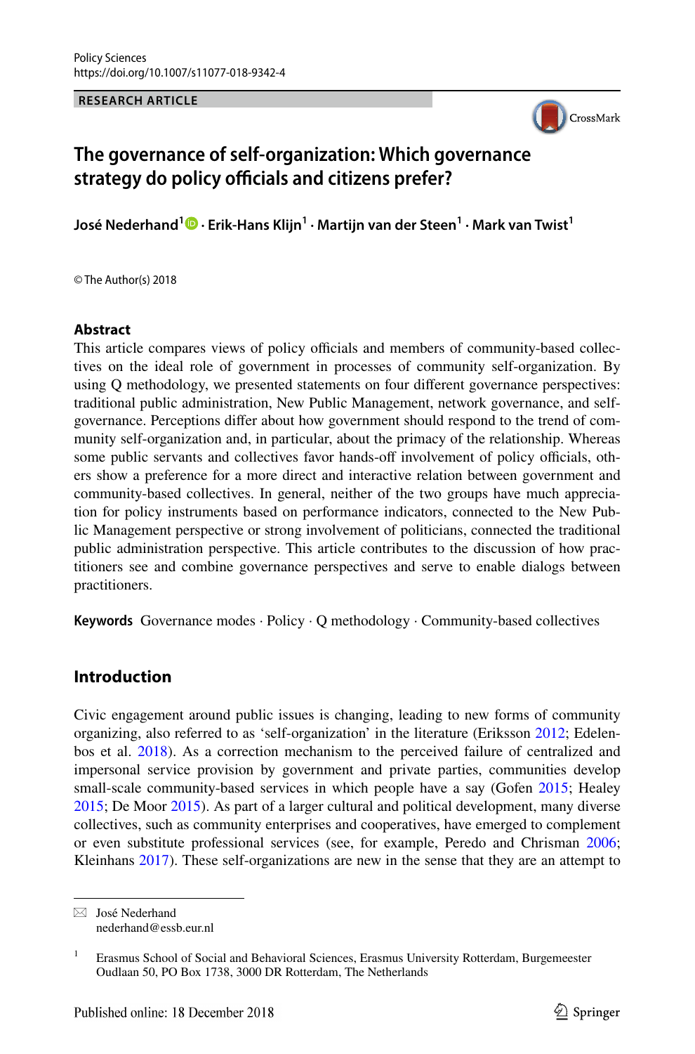Policy Sciences
https://doi.org/10.1007/s11077-018-9342-4

**RESEARCH ARTICLE**

# The governance of self-organization: Which governance strategy do policy officials and citizens prefer?

**José Nederhand[1] · Erik-Hans Klijn[1] · Martijn van der Steen[1] · Mark van Twist[1]**

© The Author(s) 2018

## Abstract

This article compares views of policy officials and members of community-based collectives on the ideal role of government in processes of community self-organization. By using Q methodology, we presented statements on four different governance perspectives: traditional public administration, New Public Management, network governance, and self-governance. Perceptions differ about how government should respond to the trend of community self-organization and, in particular, about the primacy of the relationship. Whereas some public servants and collectives favor hands-off involvement of policy officials, others show a preference for a more direct and interactive relation between government and community-based collectives. In general, neither of the two groups have much appreciation for policy instruments based on performance indicators, connected to the New Public Management perspective or strong involvement of politicians, connected the traditional public administration perspective. This article contributes to the discussion of how practitioners see and combine governance perspectives and serve to enable dialogs between practitioners.

**Keywords** Governance modes · Policy · Q methodology · Community-based collectives

## Introduction

Civic engagement around public issues is changing, leading to new forms of community organizing, also referred to as 'self-organization' in the literature (Eriksson 2012; Edelenbos et al. 2018). As a correction mechanism to the perceived failure of centralized and impersonal service provision by government and private parties, communities develop small-scale community-based services in which people have a say (Gofen 2015; Healey 2015; De Moor 2015). As part of a larger cultural and political development, many diverse collectives, such as community enterprises and cooperatives, have emerged to complement or even substitute professional services (see, for example, Peredo and Chrisman 2006; Kleinhans 2017). These self-organizations are new in the sense that they are an attempt to

---

✉ José Nederhand
nederhand@essb.eur.nl

[1] Erasmus School of Social and Behavioral Sciences, Erasmus University Rotterdam, Burgemeester Oudlaan 50, PO Box 1738, 3000 DR Rotterdam, The Netherlands

Published online: 18 December 2018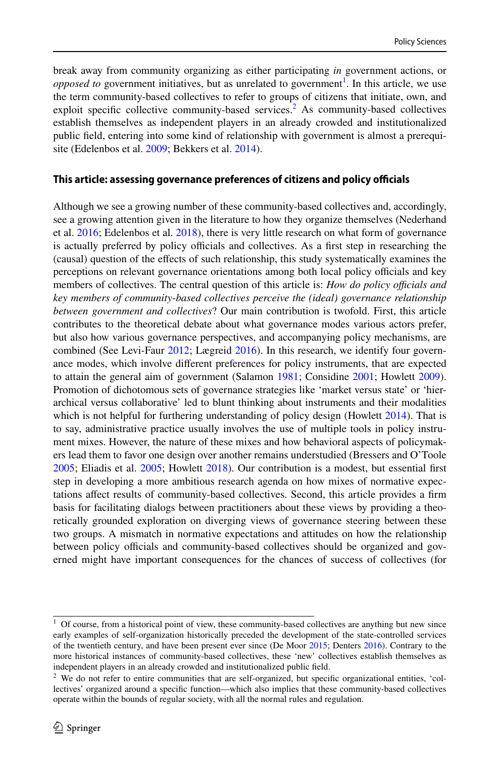break away from community organizing as either participating *in* government actions, or *opposed to* government initiatives, but as unrelated to government[1]. In this article, we use the term community-based collectives to refer to groups of citizens that initiate, own, and exploit specific collective community-based services.[2] As community-based collectives establish themselves as independent players in an already crowded and institutionalized public field, entering into some kind of relationship with government is almost a prerequisite (Edelenbos et al. 2009; Bekkers et al. 2014).

#### This article: assessing governance preferences of citizens and policy officials

Although we see a growing number of these community-based collectives and, accordingly, see a growing attention given in the literature to how they organize themselves (Nederhand et al. 2016; Edelenbos et al. 2018), there is very little research on what form of governance is actually preferred by policy officials and collectives. As a first step in researching the (causal) question of the effects of such relationship, this study systematically examines the perceptions on relevant governance orientations among both local policy officials and key members of collectives. The central question of this article is: *How do policy officials and key members of community-based collectives perceive the (ideal) governance relationship between government and collectives*? Our main contribution is twofold. First, this article contributes to the theoretical debate about what governance modes various actors prefer, but also how various governance perspectives, and accompanying policy mechanisms, are combined (See Levi-Faur 2012; Lægreid 2016). In this research, we identify four governance modes, which involve different preferences for policy instruments, that are expected to attain the general aim of government (Salamon 1981; Considine 2001; Howlett 2009). Promotion of dichotomous sets of governance strategies like 'market versus state' or 'hierarchical versus collaborative' led to blunt thinking about instruments and their modalities which is not helpful for furthering understanding of policy design (Howlett 2014). That is to say, administrative practice usually involves the use of multiple tools in policy instrument mixes. However, the nature of these mixes and how behavioral aspects of policymakers lead them to favor one design over another remains understudied (Bressers and O'Toole 2005; Eliadis et al. 2005; Howlett 2018). Our contribution is a modest, but essential first step in developing a more ambitious research agenda on how mixes of normative expectations affect results of community-based collectives. Second, this article provides a firm basis for facilitating dialogs between practitioners about these views by providing a theoretically grounded exploration on diverging views of governance steering between these two groups. A mismatch in normative expectations and attitudes on how the relationship between policy officials and community-based collectives should be organized and governed might have important consequences for the chances of success of collectives (for

[1] Of course, from a historical point of view, these community-based collectives are anything but new since early examples of self-organization historically preceded the development of the state-controlled services of the twentieth century, and have been present ever since (De Moor 2015; Denters 2016). Contrary to the more historical instances of community-based collectives, these 'new' collectives establish themselves as independent players in an already crowded and institutionalized public field.

[2] We do not refer to entire communities that are self-organized, but specific organizational entities, 'collectives' organized around a specific function—which also implies that these community-based collectives operate within the bounds of regular society, with all the normal rules and regulation.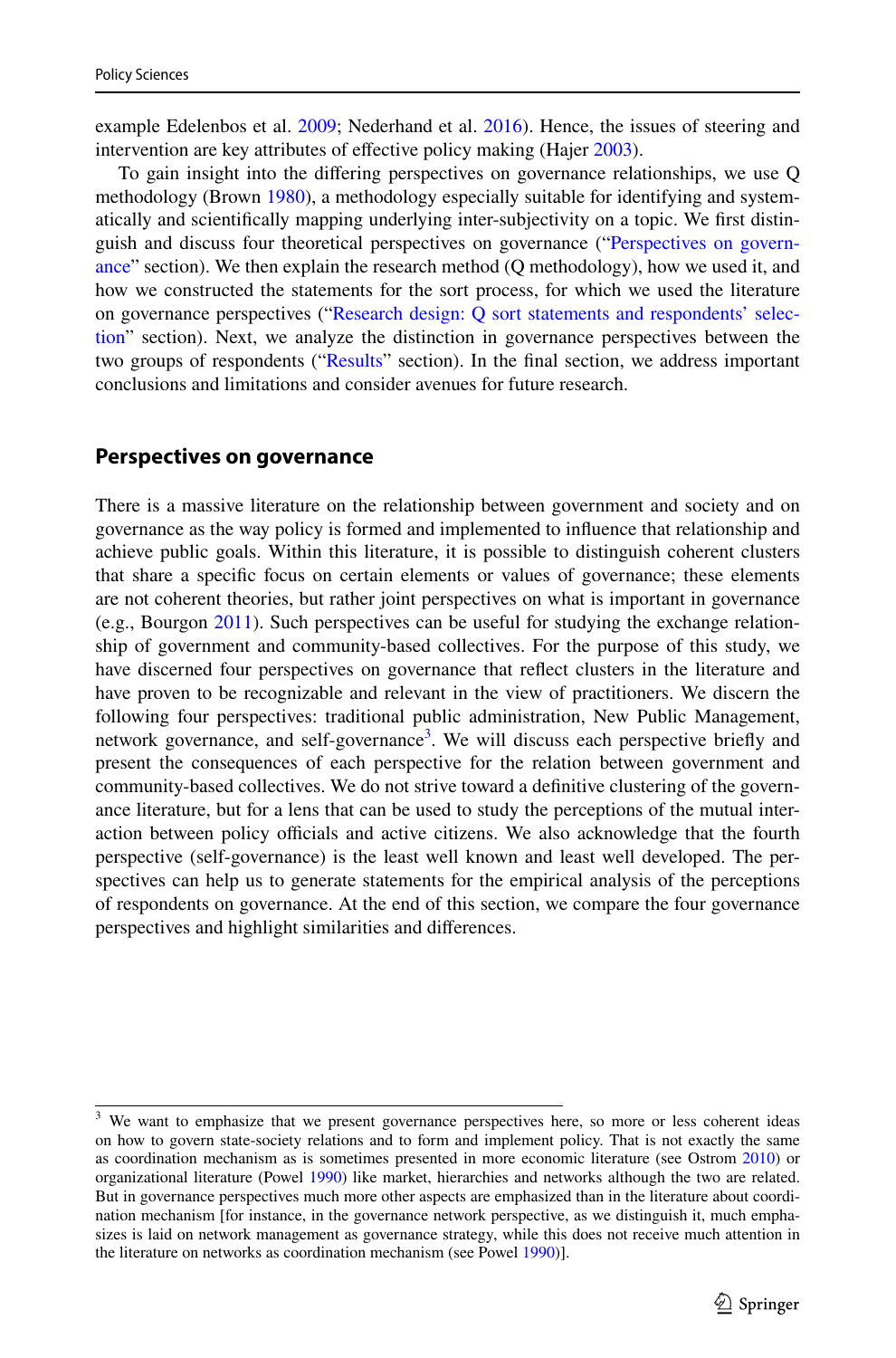example Edelenbos et al. 2009; Nederhand et al. 2016). Hence, the issues of steering and intervention are key attributes of effective policy making (Hajer 2003).

To gain insight into the differing perspectives on governance relationships, we use Q methodology (Brown 1980), a methodology especially suitable for identifying and systematically and scientifically mapping underlying inter-subjectivity on a topic. We first distinguish and discuss four theoretical perspectives on governance ("Perspectives on governance" section). We then explain the research method (Q methodology), how we used it, and how we constructed the statements for the sort process, for which we used the literature on governance perspectives ("Research design: Q sort statements and respondents' selection" section). Next, we analyze the distinction in governance perspectives between the two groups of respondents ("Results" section). In the final section, we address important conclusions and limitations and consider avenues for future research.

## Perspectives on governance

There is a massive literature on the relationship between government and society and on governance as the way policy is formed and implemented to influence that relationship and achieve public goals. Within this literature, it is possible to distinguish coherent clusters that share a specific focus on certain elements or values of governance; these elements are not coherent theories, but rather joint perspectives on what is important in governance (e.g., Bourgon 2011). Such perspectives can be useful for studying the exchange relationship of government and community-based collectives. For the purpose of this study, we have discerned four perspectives on governance that reflect clusters in the literature and have proven to be recognizable and relevant in the view of practitioners. We discern the following four perspectives: traditional public administration, New Public Management, network governance, and self-governance[3]. We will discuss each perspective briefly and present the consequences of each perspective for the relation between government and community-based collectives. We do not strive toward a definitive clustering of the governance literature, but for a lens that can be used to study the perceptions of the mutual interaction between policy officials and active citizens. We also acknowledge that the fourth perspective (self-governance) is the least well known and least well developed. The perspectives can help us to generate statements for the empirical analysis of the perceptions of respondents on governance. At the end of this section, we compare the four governance perspectives and highlight similarities and differences.

[3] We want to emphasize that we present governance perspectives here, so more or less coherent ideas on how to govern state-society relations and to form and implement policy. That is not exactly the same as coordination mechanism as is sometimes presented in more economic literature (see Ostrom 2010) or organizational literature (Powel 1990) like market, hierarchies and networks although the two are related. But in governance perspectives much more other aspects are emphasized than in the literature about coordination mechanism [for instance, in the governance network perspective, as we distinguish it, much emphasizes is laid on network management as governance strategy, while this does not receive much attention in the literature on networks as coordination mechanism (see Powel 1990)].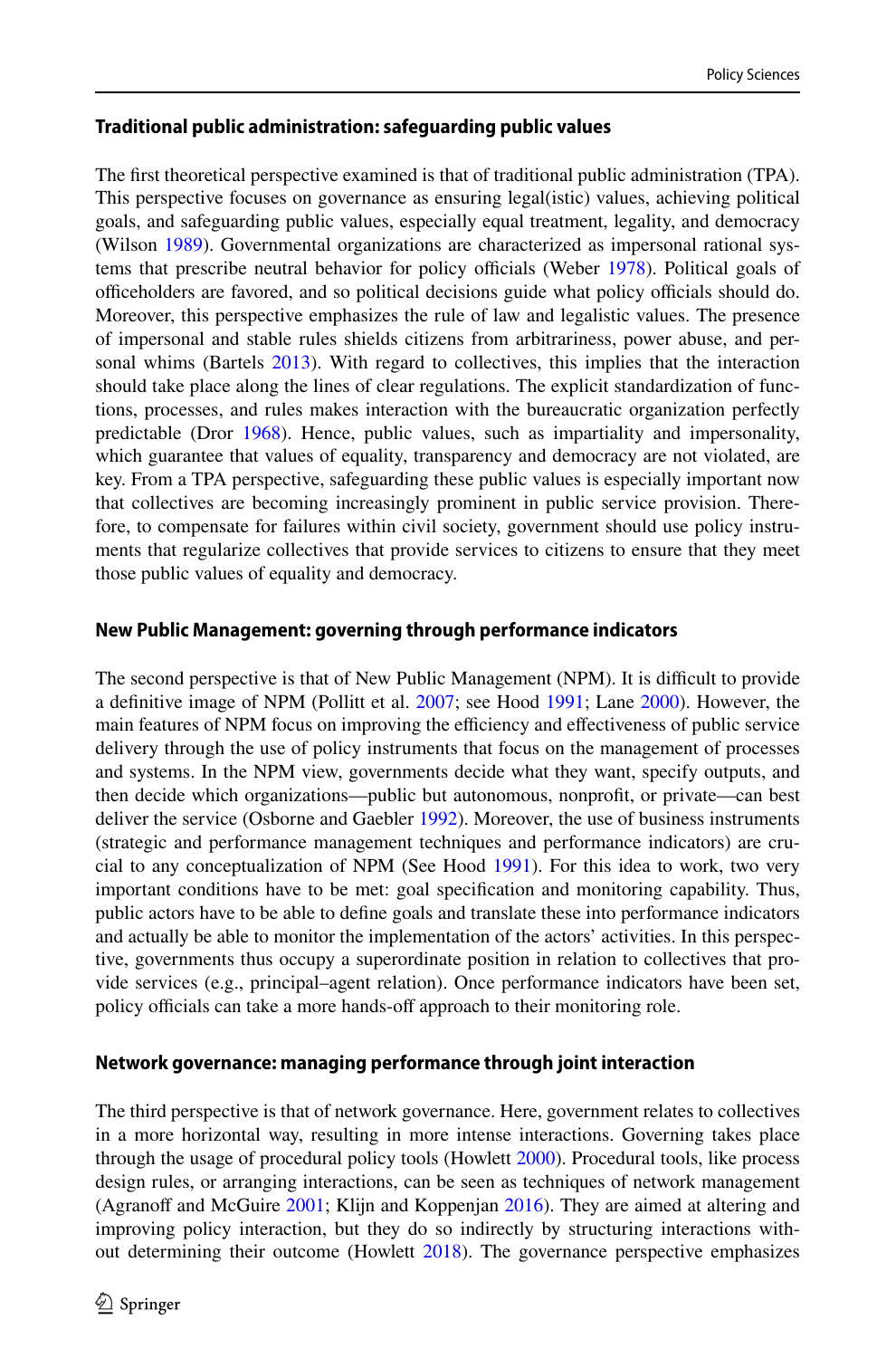### Traditional public administration: safeguarding public values

The first theoretical perspective examined is that of traditional public administration (TPA). This perspective focuses on governance as ensuring legal(istic) values, achieving political goals, and safeguarding public values, especially equal treatment, legality, and democracy (Wilson 1989). Governmental organizations are characterized as impersonal rational systems that prescribe neutral behavior for policy officials (Weber 1978). Political goals of officeholders are favored, and so political decisions guide what policy officials should do. Moreover, this perspective emphasizes the rule of law and legalistic values. The presence of impersonal and stable rules shields citizens from arbitrariness, power abuse, and personal whims (Bartels 2013). With regard to collectives, this implies that the interaction should take place along the lines of clear regulations. The explicit standardization of functions, processes, and rules makes interaction with the bureaucratic organization perfectly predictable (Dror 1968). Hence, public values, such as impartiality and impersonality, which guarantee that values of equality, transparency and democracy are not violated, are key. From a TPA perspective, safeguarding these public values is especially important now that collectives are becoming increasingly prominent in public service provision. Therefore, to compensate for failures within civil society, government should use policy instruments that regularize collectives that provide services to citizens to ensure that they meet those public values of equality and democracy.

### New Public Management: governing through performance indicators

The second perspective is that of New Public Management (NPM). It is difficult to provide a definitive image of NPM (Pollitt et al. 2007; see Hood 1991; Lane 2000). However, the main features of NPM focus on improving the efficiency and effectiveness of public service delivery through the use of policy instruments that focus on the management of processes and systems. In the NPM view, governments decide what they want, specify outputs, and then decide which organizations—public but autonomous, nonprofit, or private—can best deliver the service (Osborne and Gaebler 1992). Moreover, the use of business instruments (strategic and performance management techniques and performance indicators) are crucial to any conceptualization of NPM (See Hood 1991). For this idea to work, two very important conditions have to be met: goal specification and monitoring capability. Thus, public actors have to be able to define goals and translate these into performance indicators and actually be able to monitor the implementation of the actors' activities. In this perspective, governments thus occupy a superordinate position in relation to collectives that provide services (e.g., principal–agent relation). Once performance indicators have been set, policy officials can take a more hands-off approach to their monitoring role.

### Network governance: managing performance through joint interaction

The third perspective is that of network governance. Here, government relates to collectives in a more horizontal way, resulting in more intense interactions. Governing takes place through the usage of procedural policy tools (Howlett 2000). Procedural tools, like process design rules, or arranging interactions, can be seen as techniques of network management (Agranoff and McGuire 2001; Klijn and Koppenjan 2016). They are aimed at altering and improving policy interaction, but they do so indirectly by structuring interactions without determining their outcome (Howlett 2018). The governance perspective emphasizes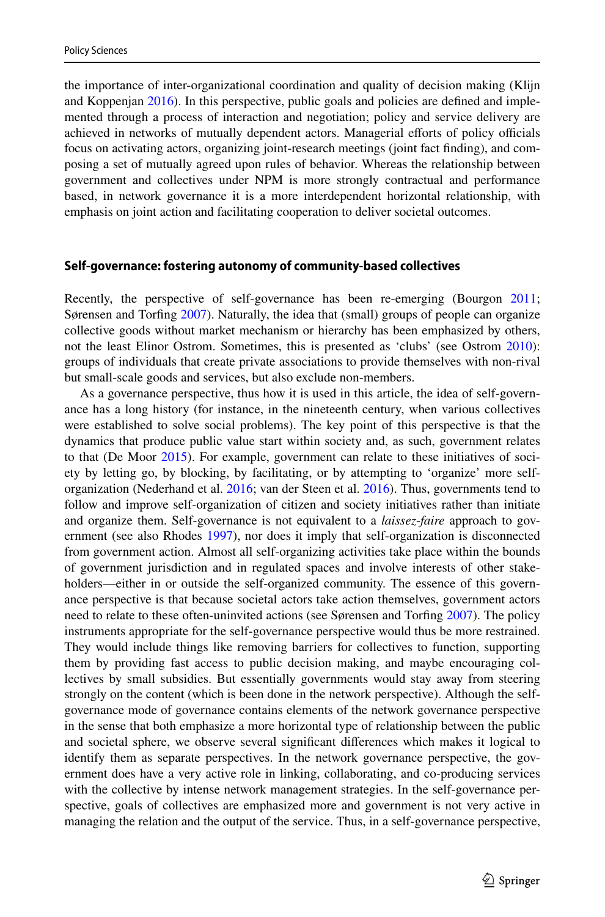the importance of inter-organizational coordination and quality of decision making (Klijn and Koppenjan 2016). In this perspective, public goals and policies are defined and implemented through a process of interaction and negotiation; policy and service delivery are achieved in networks of mutually dependent actors. Managerial efforts of policy officials focus on activating actors, organizing joint-research meetings (joint fact finding), and composing a set of mutually agreed upon rules of behavior. Whereas the relationship between government and collectives under NPM is more strongly contractual and performance based, in network governance it is a more interdependent horizontal relationship, with emphasis on joint action and facilitating cooperation to deliver societal outcomes.

## Self-governance: fostering autonomy of community-based collectives

Recently, the perspective of self-governance has been re-emerging (Bourgon 2011; Sørensen and Torfing 2007). Naturally, the idea that (small) groups of people can organize collective goods without market mechanism or hierarchy has been emphasized by others, not the least Elinor Ostrom. Sometimes, this is presented as 'clubs' (see Ostrom 2010): groups of individuals that create private associations to provide themselves with non-rival but small-scale goods and services, but also exclude non-members.

As a governance perspective, thus how it is used in this article, the idea of self-governance has a long history (for instance, in the nineteenth century, when various collectives were established to solve social problems). The key point of this perspective is that the dynamics that produce public value start within society and, as such, government relates to that (De Moor 2015). For example, government can relate to these initiatives of society by letting go, by blocking, by facilitating, or by attempting to 'organize' more self-organization (Nederhand et al. 2016; van der Steen et al. 2016). Thus, governments tend to follow and improve self-organization of citizen and society initiatives rather than initiate and organize them. Self-governance is not equivalent to a *laissez-faire* approach to government (see also Rhodes 1997), nor does it imply that self-organization is disconnected from government action. Almost all self-organizing activities take place within the bounds of government jurisdiction and in regulated spaces and involve interests of other stakeholders—either in or outside the self-organized community. The essence of this governance perspective is that because societal actors take action themselves, government actors need to relate to these often-uninvited actions (see Sørensen and Torfing 2007). The policy instruments appropriate for the self-governance perspective would thus be more restrained. They would include things like removing barriers for collectives to function, supporting them by providing fast access to public decision making, and maybe encouraging collectives by small subsidies. But essentially governments would stay away from steering strongly on the content (which is been done in the network perspective). Although the self-governance mode of governance contains elements of the network governance perspective in the sense that both emphasize a more horizontal type of relationship between the public and societal sphere, we observe several significant differences which makes it logical to identify them as separate perspectives. In the network governance perspective, the government does have a very active role in linking, collaborating, and co-producing services with the collective by intense network management strategies. In the self-governance perspective, goals of collectives are emphasized more and government is not very active in managing the relation and the output of the service. Thus, in a self-governance perspective,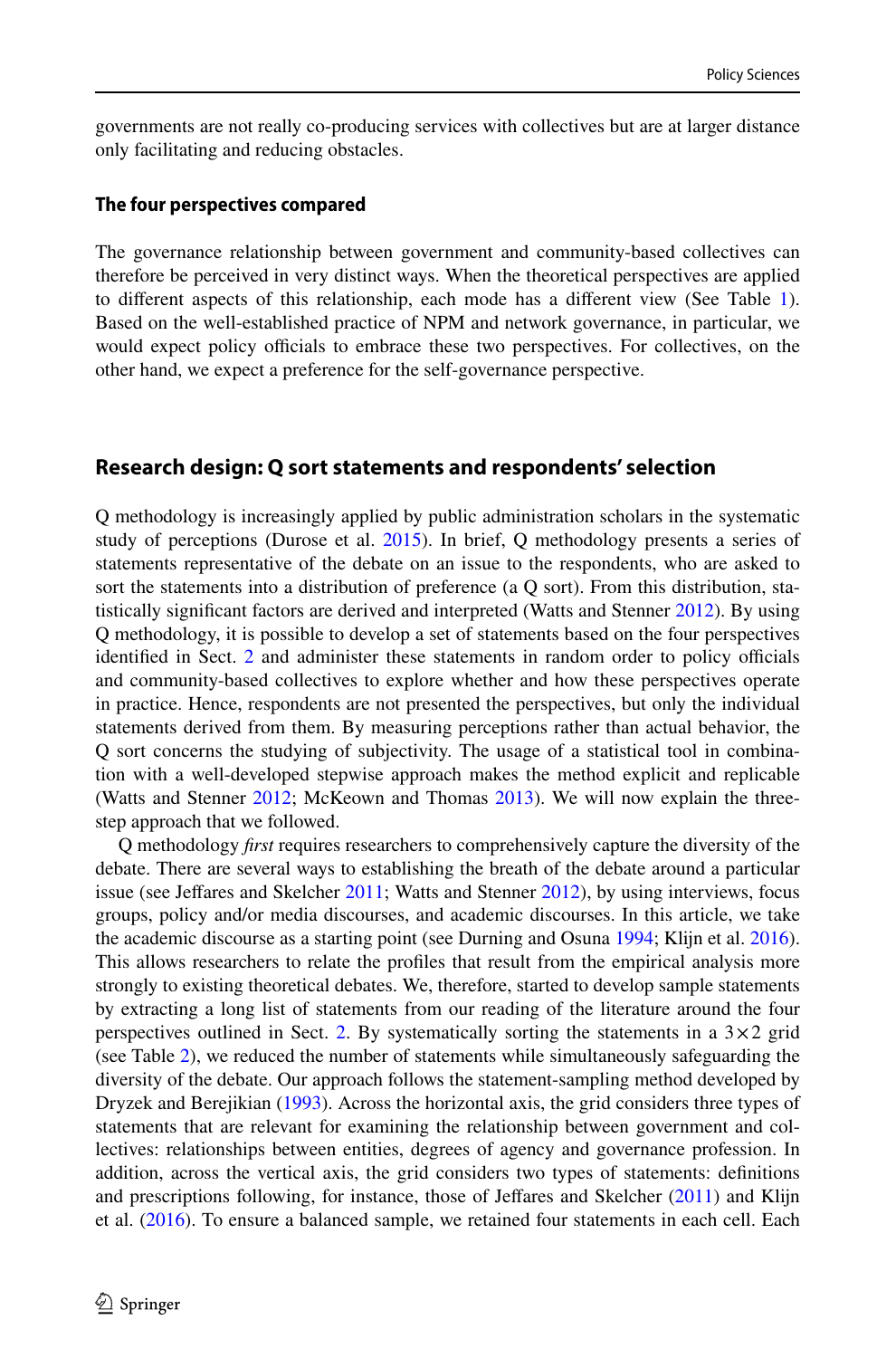governments are not really co-producing services with collectives but are at larger distance only facilitating and reducing obstacles.

### The four perspectives compared

The governance relationship between government and community-based collectives can therefore be perceived in very distinct ways. When the theoretical perspectives are applied to different aspects of this relationship, each mode has a different view (See Table 1). Based on the well-established practice of NPM and network governance, in particular, we would expect policy officials to embrace these two perspectives. For collectives, on the other hand, we expect a preference for the self-governance perspective.

## Research design: Q sort statements and respondents' selection

Q methodology is increasingly applied by public administration scholars in the systematic study of perceptions (Durose et al. 2015). In brief, Q methodology presents a series of statements representative of the debate on an issue to the respondents, who are asked to sort the statements into a distribution of preference (a Q sort). From this distribution, statistically significant factors are derived and interpreted (Watts and Stenner 2012). By using Q methodology, it is possible to develop a set of statements based on the four perspectives identified in Sect. 2 and administer these statements in random order to policy officials and community-based collectives to explore whether and how these perspectives operate in practice. Hence, respondents are not presented the perspectives, but only the individual statements derived from them. By measuring perceptions rather than actual behavior, the Q sort concerns the studying of subjectivity. The usage of a statistical tool in combination with a well-developed stepwise approach makes the method explicit and replicable (Watts and Stenner 2012; McKeown and Thomas 2013). We will now explain the three-step approach that we followed.

Q methodology *first* requires researchers to comprehensively capture the diversity of the debate. There are several ways to establishing the breath of the debate around a particular issue (see Jeffares and Skelcher 2011; Watts and Stenner 2012), by using interviews, focus groups, policy and/or media discourses, and academic discourses. In this article, we take the academic discourse as a starting point (see Durning and Osuna 1994; Klijn et al. 2016). This allows researchers to relate the profiles that result from the empirical analysis more strongly to existing theoretical debates. We, therefore, started to develop sample statements by extracting a long list of statements from our reading of the literature around the four perspectives outlined in Sect. 2. By systematically sorting the statements in a $3 \times 2$ grid (see Table 2), we reduced the number of statements while simultaneously safeguarding the diversity of the debate. Our approach follows the statement-sampling method developed by Dryzek and Berejikian (1993). Across the horizontal axis, the grid considers three types of statements that are relevant for examining the relationship between government and collectives: relationships between entities, degrees of agency and governance profession. In addition, across the vertical axis, the grid considers two types of statements: definitions and prescriptions following, for instance, those of Jeffares and Skelcher (2011) and Klijn et al. (2016). To ensure a balanced sample, we retained four statements in each cell. Each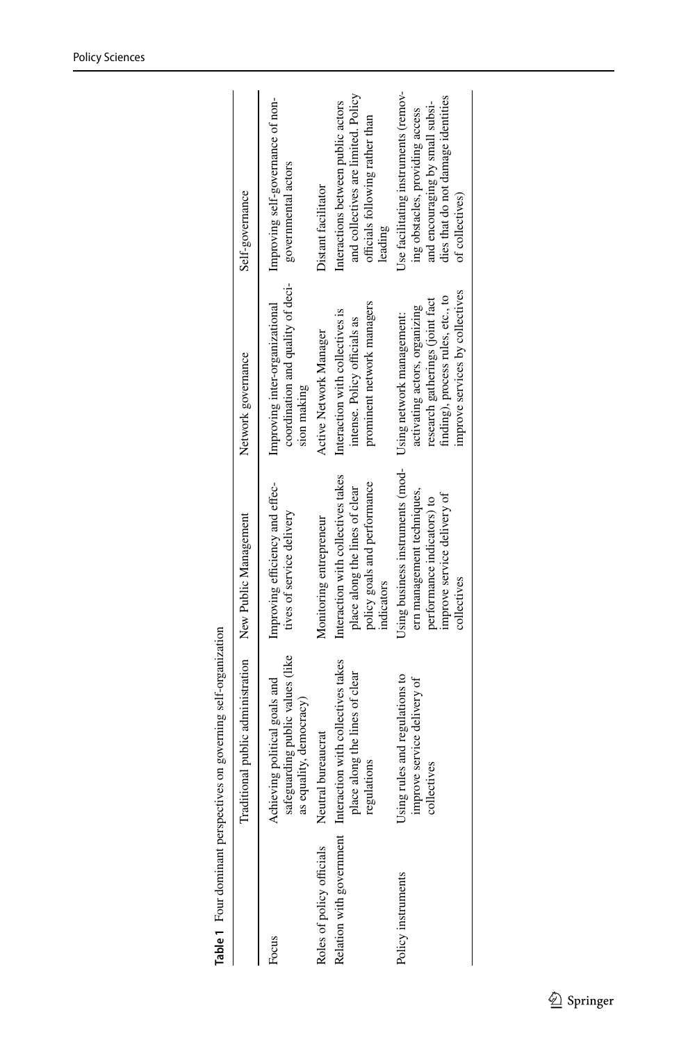**Table 1** Four dominant perspectives on governing self-organization

| | Traditional public administration | New Public Management | Network governance | Self-governance |
|---|---|---|---|---|
| Focus | Achieving political goals and safeguarding public values (like as equality, democracy) | Improving efficiency and effectives of service delivery | Improving inter-organizational coordination and quality of decision making | Improving self-governance of non-governmental actors |
| Roles of policy officials | Neutral bureaucrat | Monitoring entrepreneur | Active Network Manager | Distant facilitator |
| Relation with government | Interaction with collectives takes place along the lines of clear regulations | Interaction with collectives takes place along the lines of clear policy goals and performance indicators | Interaction with collectives is intense. Policy officials as prominent network managers | Interactions between public actors and collectives are limited. Policy officials following rather than leading |
| Policy instruments | Using rules and regulations to improve service delivery of collectives | Using business instruments (modern management techniques, performance indicators) to improve service delivery of collectives | Using network management: activating actors, organizing research gatherings (joint fact finding), process rules, etc., to improve services by collectives | Use facilitating instruments (removing obstacles, providing access and encouraging by small subsidies that do not damage identities of collectives) |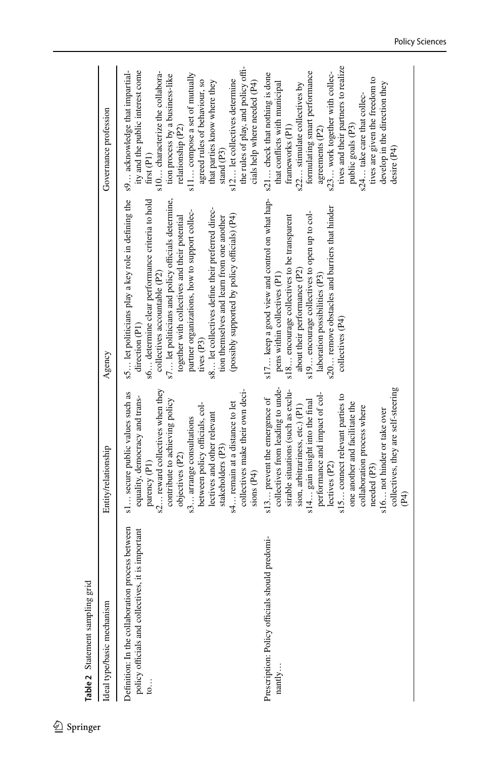**Table 2** Statement sampling grid

| Ideal type/basic mechanism | Entity/relationship | Agency | Governance profession |
|---|---|---|---|
| Definition: In the collaboration process between policy officials and collectives, it is important to… | s1… secure public values such as equality, democracy and transparency (P1)<br>s2… reward collectives when they contribute to achieving policy objectives (P2)<br>s3… arrange consultations between policy officials, collectives and other relevant stakeholders (P3)<br>s4… remain at a distance to let collectives make their own decisions (P4) | s5… let politicians play a key role in defining the direction (P1)<br>s6… determine clear performance criteria to hold collectives accountable (P2)<br>s7… let politicians and policy officials determine, together with collectives and their potential partner organizations, how to support collectives (P3)<br>s8… let collectives define their preferred direction themselves and learn from one another (possibly supported by policy officials) (P4) | s9… acknowledge that impartiality and the public interest come first (P1)<br>s10… characterize the collaboration process by a business-like relationship (P2)<br>s11… compose a set of mutually agreed rules of behaviour, so that parties know where they stand (P3)<br>s12… let collectives determine the rules of play, and policy officials help where needed (P4) |
| Prescription: Policy officials should predominantly… | s13… prevent the emergence of collectives from leading to undesirable situations (such as exclusion, arbitrariness, etc.) (P1)<br>s14… gain insight into the final performance and impact of collectives (P2)<br>s15… connect relevant parties to one another and facilitate the collaboration process where needed (P3)<br>s16… not hinder or take over collectives, they are self-steering (P4) | s17… keep a good view and control on what happens within collectives (P1)<br>s18… encourage collectives to be transparent about their performance (P2)<br>s19… encourage collectives to open up to collaboration possibilities (P3)<br>s20… remove obstacles and barriers that hinder collectives (P4) | s21… check that nothing is done that conflicts with municipal frameworks (P1)<br>s22… stimulate collectives by formulating smart performance agreements (P2)<br>s23… work together with collectives and their partners to realize public goals (P3)<br>s24… take care that collectives are given the freedom to develop in the direction they desire (P4) |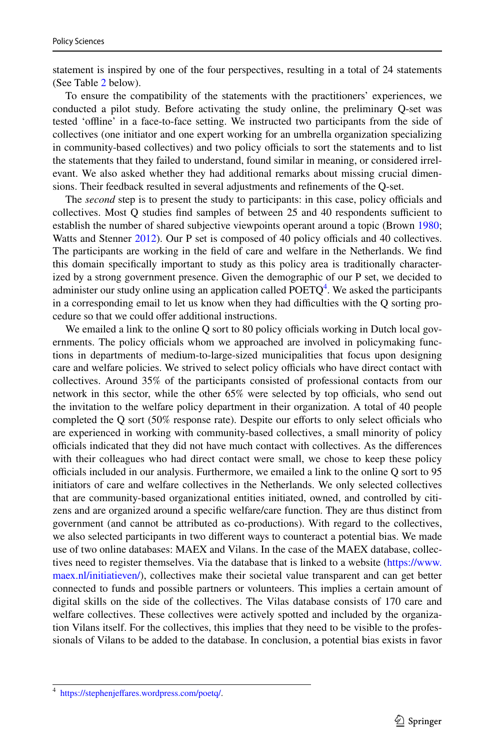statement is inspired by one of the four perspectives, resulting in a total of 24 statements (See Table 2 below).

To ensure the compatibility of the statements with the practitioners' experiences, we conducted a pilot study. Before activating the study online, the preliminary Q-set was tested 'offline' in a face-to-face setting. We instructed two participants from the side of collectives (one initiator and one expert working for an umbrella organization specializing in community-based collectives) and two policy officials to sort the statements and to list the statements that they failed to understand, found similar in meaning, or considered irrelevant. We also asked whether they had additional remarks about missing crucial dimensions. Their feedback resulted in several adjustments and refinements of the Q-set.

The *second* step is to present the study to participants: in this case, policy officials and collectives. Most Q studies find samples of between 25 and 40 respondents sufficient to establish the number of shared subjective viewpoints operant around a topic (Brown 1980; Watts and Stenner 2012). Our P set is composed of 40 policy officials and 40 collectives. The participants are working in the field of care and welfare in the Netherlands. We find this domain specifically important to study as this policy area is traditionally characterized by a strong government presence. Given the demographic of our P set, we decided to administer our study online using an application called POETQ[4]. We asked the participants in a corresponding email to let us know when they had difficulties with the Q sorting procedure so that we could offer additional instructions.

We emailed a link to the online Q sort to 80 policy officials working in Dutch local governments. The policy officials whom we approached are involved in policymaking functions in departments of medium-to-large-sized municipalities that focus upon designing care and welfare policies. We strived to select policy officials who have direct contact with collectives. Around 35% of the participants consisted of professional contacts from our network in this sector, while the other 65% were selected by top officials, who send out the invitation to the welfare policy department in their organization. A total of 40 people completed the Q sort (50% response rate). Despite our efforts to only select officials who are experienced in working with community-based collectives, a small minority of policy officials indicated that they did not have much contact with collectives. As the differences with their colleagues who had direct contact were small, we chose to keep these policy officials included in our analysis. Furthermore, we emailed a link to the online Q sort to 95 initiators of care and welfare collectives in the Netherlands. We only selected collectives that are community-based organizational entities initiated, owned, and controlled by citizens and are organized around a specific welfare/care function. They are thus distinct from government (and cannot be attributed as co-productions). With regard to the collectives, we also selected participants in two different ways to counteract a potential bias. We made use of two online databases: MAEX and Vilans. In the case of the MAEX database, collectives need to register themselves. Via the database that is linked to a website (https://www.maex.nl/initiatieven/), collectives make their societal value transparent and can get better connected to funds and possible partners or volunteers. This implies a certain amount of digital skills on the side of the collectives. The Vilas database consists of 170 care and welfare collectives. These collectives were actively spotted and included by the organization Vilans itself. For the collectives, this implies that they need to be visible to the professionals of Vilans to be added to the database. In conclusion, a potential bias exists in favor

[4] https://stephenjeffares.wordpress.com/poetq/.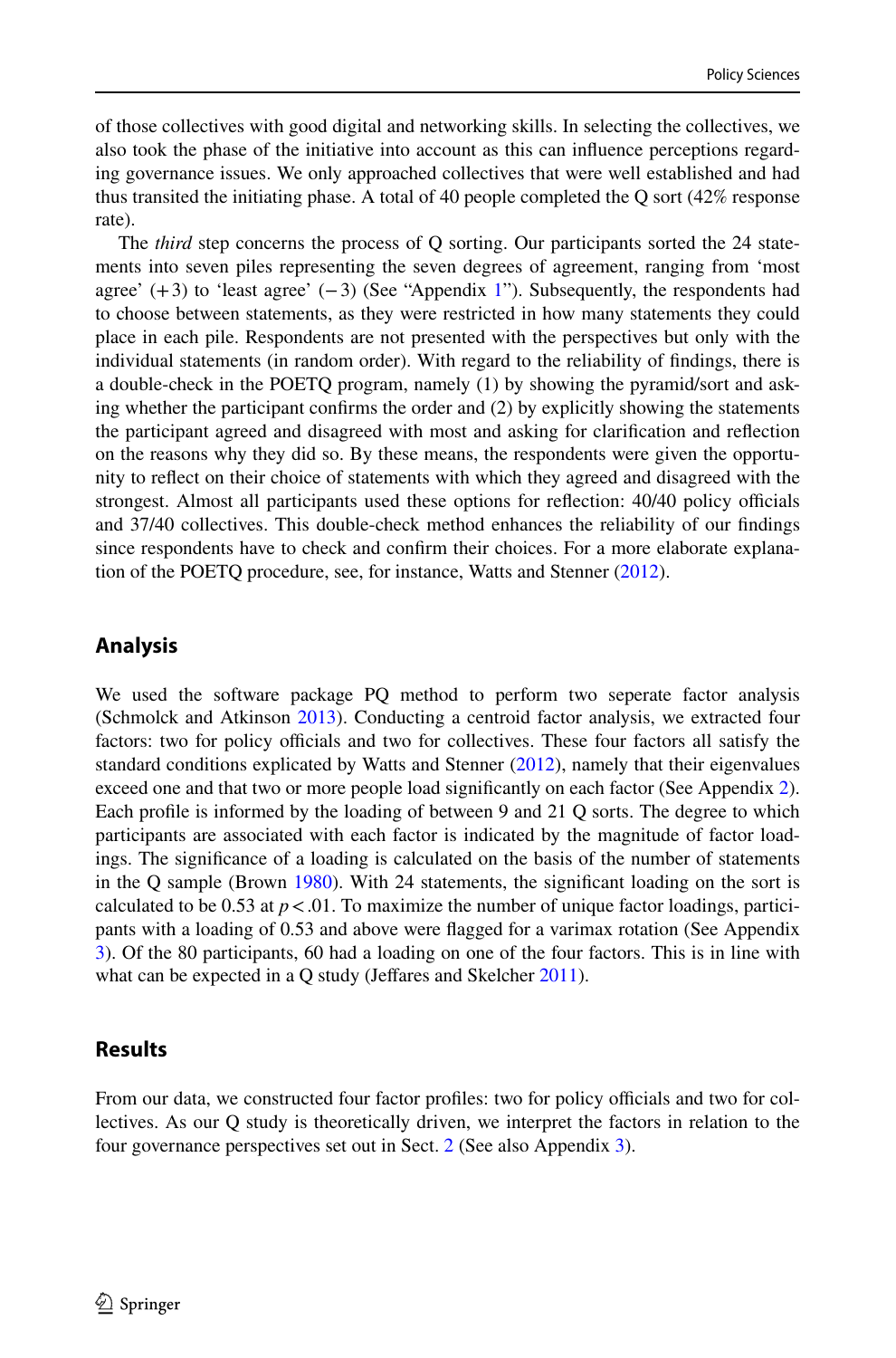of those collectives with good digital and networking skills. In selecting the collectives, we also took the phase of the initiative into account as this can influence perceptions regarding governance issues. We only approached collectives that were well established and had thus transited the initiating phase. A total of 40 people completed the Q sort (42% response rate).

The *third* step concerns the process of Q sorting. Our participants sorted the 24 statements into seven piles representing the seven degrees of agreement, ranging from 'most agree' (+3) to 'least agree' (−3) (See "Appendix 1"). Subsequently, the respondents had to choose between statements, as they were restricted in how many statements they could place in each pile. Respondents are not presented with the perspectives but only with the individual statements (in random order). With regard to the reliability of findings, there is a double-check in the POETQ program, namely (1) by showing the pyramid/sort and asking whether the participant confirms the order and (2) by explicitly showing the statements the participant agreed and disagreed with most and asking for clarification and reflection on the reasons why they did so. By these means, the respondents were given the opportunity to reflect on their choice of statements with which they agreed and disagreed with the strongest. Almost all participants used these options for reflection: 40/40 policy officials and 37/40 collectives. This double-check method enhances the reliability of our findings since respondents have to check and confirm their choices. For a more elaborate explanation of the POETQ procedure, see, for instance, Watts and Stenner (2012).

## Analysis

We used the software package PQ method to perform two seperate factor analysis (Schmolck and Atkinson 2013). Conducting a centroid factor analysis, we extracted four factors: two for policy officials and two for collectives. These four factors all satisfy the standard conditions explicated by Watts and Stenner (2012), namely that their eigenvalues exceed one and that two or more people load significantly on each factor (See Appendix 2). Each profile is informed by the loading of between 9 and 21 Q sorts. The degree to which participants are associated with each factor is indicated by the magnitude of factor loadings. The significance of a loading is calculated on the basis of the number of statements in the Q sample (Brown 1980). With 24 statements, the significant loading on the sort is calculated to be 0.53 at $p < .01$. To maximize the number of unique factor loadings, participants with a loading of 0.53 and above were flagged for a varimax rotation (See Appendix 3). Of the 80 participants, 60 had a loading on one of the four factors. This is in line with what can be expected in a Q study (Jeffares and Skelcher 2011).

## Results

From our data, we constructed four factor profiles: two for policy officials and two for collectives. As our Q study is theoretically driven, we interpret the factors in relation to the four governance perspectives set out in Sect. 2 (See also Appendix 3).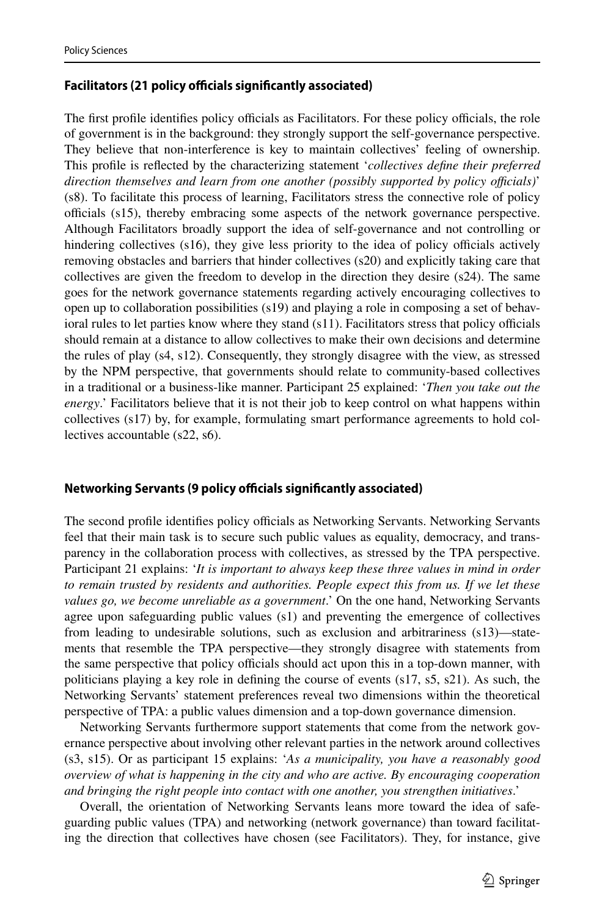### Facilitators (21 policy officials significantly associated)

The first profile identifies policy officials as Facilitators. For these policy officials, the role of government is in the background: they strongly support the self-governance perspective. They believe that non-interference is key to maintain collectives' feeling of ownership. This profile is reflected by the characterizing statement '*collectives define their preferred direction themselves and learn from one another (possibly supported by policy officials)*' (s8). To facilitate this process of learning, Facilitators stress the connective role of policy officials (s15), thereby embracing some aspects of the network governance perspective. Although Facilitators broadly support the idea of self-governance and not controlling or hindering collectives (s16), they give less priority to the idea of policy officials actively removing obstacles and barriers that hinder collectives (s20) and explicitly taking care that collectives are given the freedom to develop in the direction they desire (s24). The same goes for the network governance statements regarding actively encouraging collectives to open up to collaboration possibilities (s19) and playing a role in composing a set of behavioral rules to let parties know where they stand (s11). Facilitators stress that policy officials should remain at a distance to allow collectives to make their own decisions and determine the rules of play (s4, s12). Consequently, they strongly disagree with the view, as stressed by the NPM perspective, that governments should relate to community-based collectives in a traditional or a business-like manner. Participant 25 explained: '*Then you take out the energy*.' Facilitators believe that it is not their job to keep control on what happens within collectives (s17) by, for example, formulating smart performance agreements to hold collectives accountable (s22, s6).

### Networking Servants (9 policy officials significantly associated)

The second profile identifies policy officials as Networking Servants. Networking Servants feel that their main task is to secure such public values as equality, democracy, and transparency in the collaboration process with collectives, as stressed by the TPA perspective. Participant 21 explains: '*It is important to always keep these three values in mind in order to remain trusted by residents and authorities. People expect this from us. If we let these values go, we become unreliable as a government*.' On the one hand, Networking Servants agree upon safeguarding public values (s1) and preventing the emergence of collectives from leading to undesirable solutions, such as exclusion and arbitrariness (s13)—statements that resemble the TPA perspective—they strongly disagree with statements from the same perspective that policy officials should act upon this in a top-down manner, with politicians playing a key role in defining the course of events (s17, s5, s21). As such, the Networking Servants' statement preferences reveal two dimensions within the theoretical perspective of TPA: a public values dimension and a top-down governance dimension.

Networking Servants furthermore support statements that come from the network governance perspective about involving other relevant parties in the network around collectives (s3, s15). Or as participant 15 explains: '*As a municipality, you have a reasonably good overview of what is happening in the city and who are active. By encouraging cooperation and bringing the right people into contact with one another, you strengthen initiatives*.'

Overall, the orientation of Networking Servants leans more toward the idea of safeguarding public values (TPA) and networking (network governance) than toward facilitating the direction that collectives have chosen (see Facilitators). They, for instance, give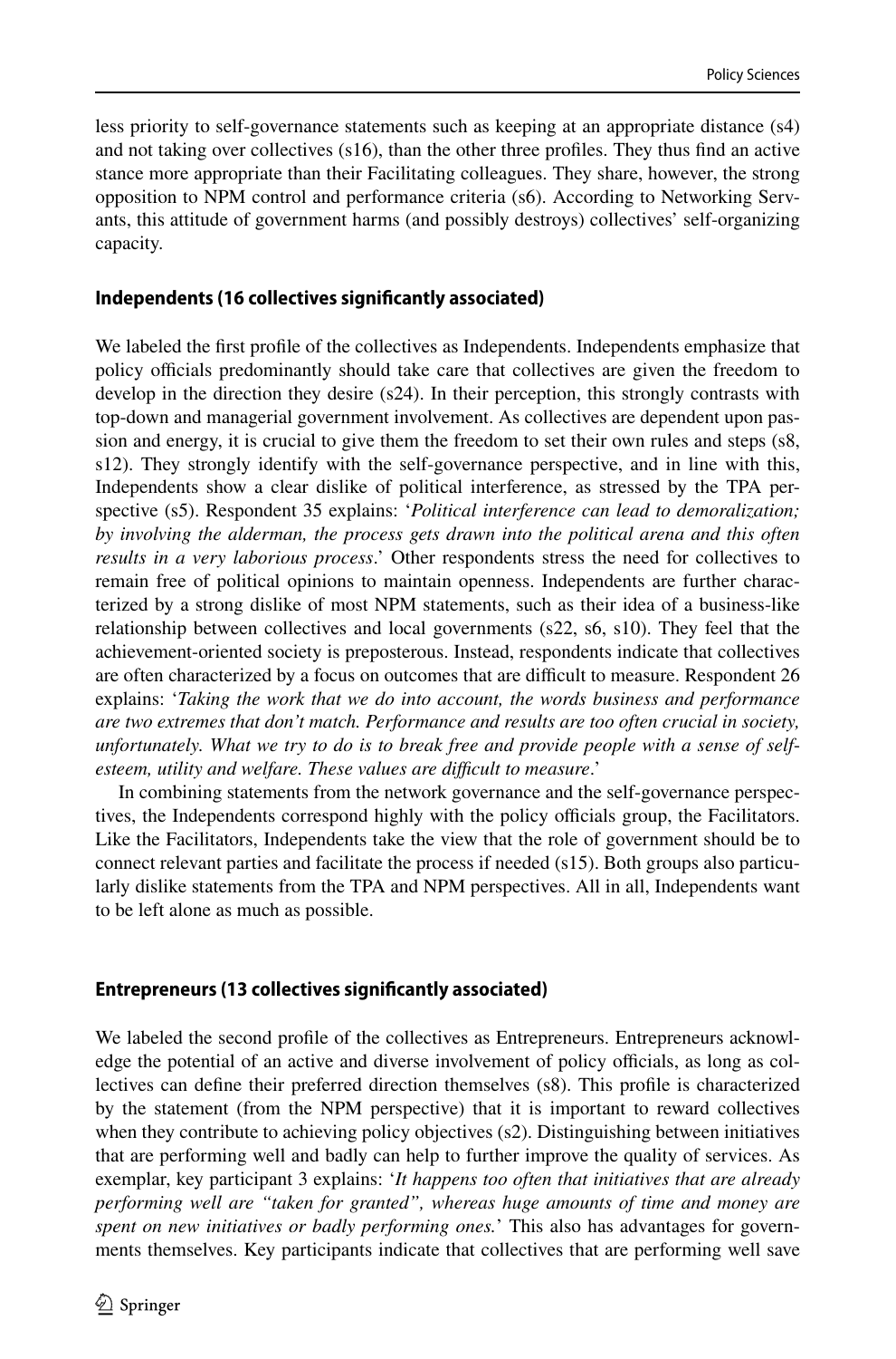less priority to self-governance statements such as keeping at an appropriate distance (s4) and not taking over collectives (s16), than the other three profiles. They thus find an active stance more appropriate than their Facilitating colleagues. They share, however, the strong opposition to NPM control and performance criteria (s6). According to Networking Servants, this attitude of government harms (and possibly destroys) collectives' self-organizing capacity.

### Independents (16 collectives significantly associated)

We labeled the first profile of the collectives as Independents. Independents emphasize that policy officials predominantly should take care that collectives are given the freedom to develop in the direction they desire (s24). In their perception, this strongly contrasts with top-down and managerial government involvement. As collectives are dependent upon passion and energy, it is crucial to give them the freedom to set their own rules and steps (s8, s12). They strongly identify with the self-governance perspective, and in line with this, Independents show a clear dislike of political interference, as stressed by the TPA perspective (s5). Respondent 35 explains: '*Political interference can lead to demoralization; by involving the alderman, the process gets drawn into the political arena and this often results in a very laborious process*.' Other respondents stress the need for collectives to remain free of political opinions to maintain openness. Independents are further characterized by a strong dislike of most NPM statements, such as their idea of a business-like relationship between collectives and local governments (s22, s6, s10). They feel that the achievement-oriented society is preposterous. Instead, respondents indicate that collectives are often characterized by a focus on outcomes that are difficult to measure. Respondent 26 explains: '*Taking the work that we do into account, the words business and performance are two extremes that don't match. Performance and results are too often crucial in society, unfortunately. What we try to do is to break free and provide people with a sense of self-esteem, utility and welfare. These values are difficult to measure*.'

In combining statements from the network governance and the self-governance perspectives, the Independents correspond highly with the policy officials group, the Facilitators. Like the Facilitators, Independents take the view that the role of government should be to connect relevant parties and facilitate the process if needed (s15). Both groups also particularly dislike statements from the TPA and NPM perspectives. All in all, Independents want to be left alone as much as possible.

### Entrepreneurs (13 collectives significantly associated)

We labeled the second profile of the collectives as Entrepreneurs. Entrepreneurs acknowledge the potential of an active and diverse involvement of policy officials, as long as collectives can define their preferred direction themselves (s8). This profile is characterized by the statement (from the NPM perspective) that it is important to reward collectives when they contribute to achieving policy objectives (s2). Distinguishing between initiatives that are performing well and badly can help to further improve the quality of services. As exemplar, key participant 3 explains: '*It happens too often that initiatives that are already performing well are "taken for granted", whereas huge amounts of time and money are spent on new initiatives or badly performing ones.*' This also has advantages for governments themselves. Key participants indicate that collectives that are performing well save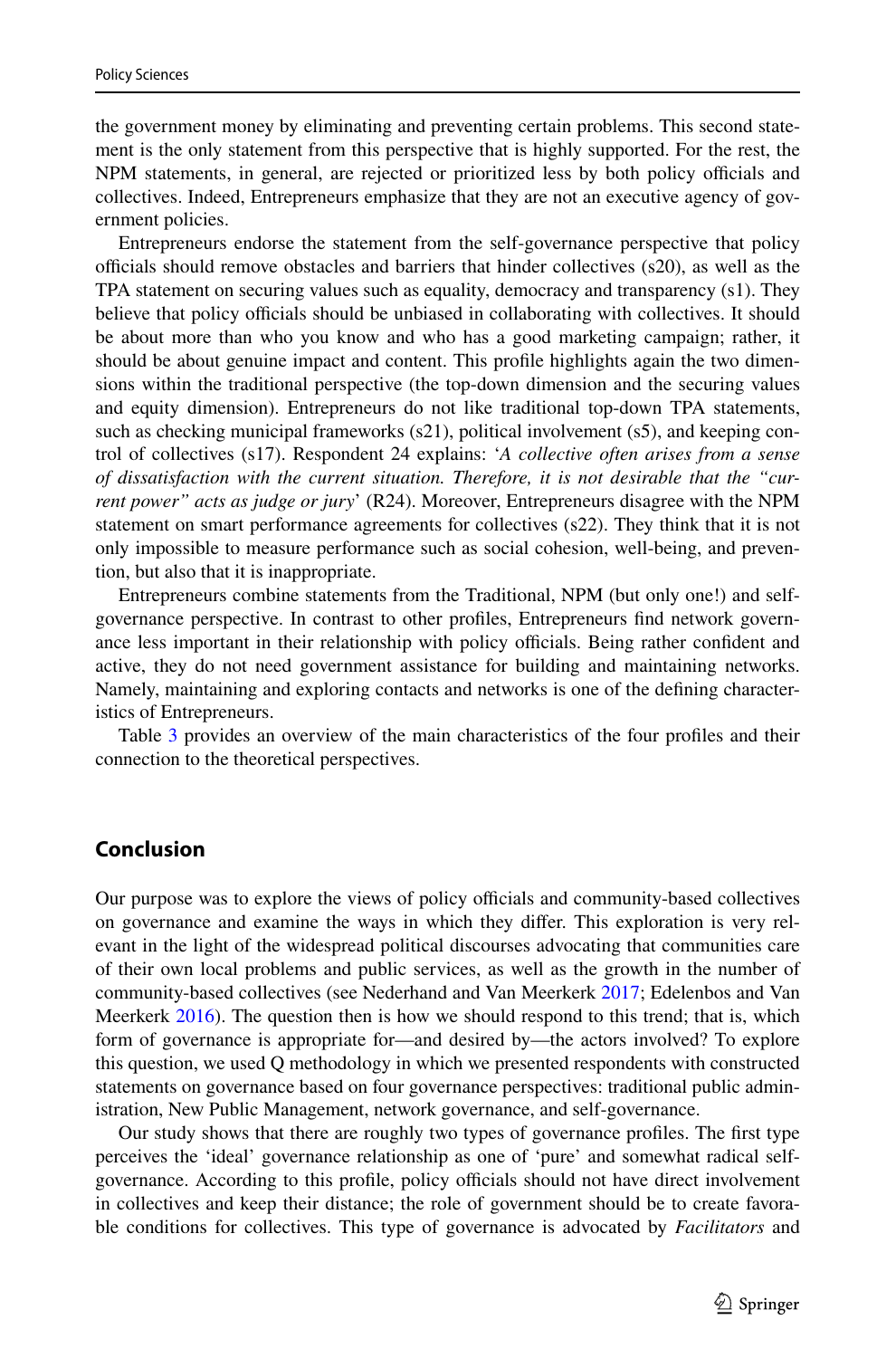the government money by eliminating and preventing certain problems. This second statement is the only statement from this perspective that is highly supported. For the rest, the NPM statements, in general, are rejected or prioritized less by both policy officials and collectives. Indeed, Entrepreneurs emphasize that they are not an executive agency of government policies.

Entrepreneurs endorse the statement from the self-governance perspective that policy officials should remove obstacles and barriers that hinder collectives (s20), as well as the TPA statement on securing values such as equality, democracy and transparency (s1). They believe that policy officials should be unbiased in collaborating with collectives. It should be about more than who you know and who has a good marketing campaign; rather, it should be about genuine impact and content. This profile highlights again the two dimensions within the traditional perspective (the top-down dimension and the securing values and equity dimension). Entrepreneurs do not like traditional top-down TPA statements, such as checking municipal frameworks (s21), political involvement (s5), and keeping control of collectives (s17). Respondent 24 explains: '*A collective often arises from a sense of dissatisfaction with the current situation. Therefore, it is not desirable that the "current power" acts as judge or jury*' (R24). Moreover, Entrepreneurs disagree with the NPM statement on smart performance agreements for collectives (s22). They think that it is not only impossible to measure performance such as social cohesion, well-being, and prevention, but also that it is inappropriate.

Entrepreneurs combine statements from the Traditional, NPM (but only one!) and self-governance perspective. In contrast to other profiles, Entrepreneurs find network governance less important in their relationship with policy officials. Being rather confident and active, they do not need government assistance for building and maintaining networks. Namely, maintaining and exploring contacts and networks is one of the defining characteristics of Entrepreneurs.

Table 3 provides an overview of the main characteristics of the four profiles and their connection to the theoretical perspectives.

## Conclusion

Our purpose was to explore the views of policy officials and community-based collectives on governance and examine the ways in which they differ. This exploration is very relevant in the light of the widespread political discourses advocating that communities care of their own local problems and public services, as well as the growth in the number of community-based collectives (see Nederhand and Van Meerkerk 2017; Edelenbos and Van Meerkerk 2016). The question then is how we should respond to this trend; that is, which form of governance is appropriate for—and desired by—the actors involved? To explore this question, we used Q methodology in which we presented respondents with constructed statements on governance based on four governance perspectives: traditional public administration, New Public Management, network governance, and self-governance.

Our study shows that there are roughly two types of governance profiles. The first type perceives the 'ideal' governance relationship as one of 'pure' and somewhat radical self-governance. According to this profile, policy officials should not have direct involvement in collectives and keep their distance; the role of government should be to create favorable conditions for collectives. This type of governance is advocated by *Facilitators* and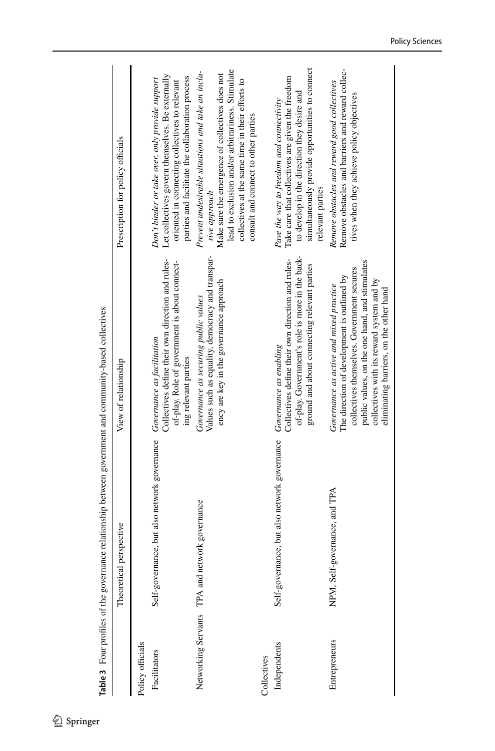**Table 3** Four profiles of the governance relationship between government and community-based collectives

| | Theoretical perspective | View of relationship | Prescription for policy officials |
|---|---|---|---|
| Policy officials | | | |
| Facilitators | Self-governance, but also network governance | *Governance as facilitation*<br>Collectives define their own direction and rules-of-play. Role of government is about connecting relevant parties | *Don't hinder or take over, only provide support*<br>Let collectives govern themselves. Be externally oriented in connecting collectives to relevant parties and facilitate the collaboration process |
| Networking Servants | TPA and network governance | *Governance as securing public values*<br>Values such as equality, democracy and transparency are key in the governance approach | *Prevent undesirable situations and take an inclusive approach*<br>Make sure the emergence of collectives does not lead to exclusion and/or arbitrariness. Stimulate collectives at the same time in their efforts to consult and connect to other parties |
| Collectives | | | |
| Independents | Self-governance, but also network governance | *Governance as enabling*<br>Collectives define their own direction and rules-of-play. Government's role is more in the background and about connecting relevant parties | *Pave the way to freedom and connectivity*<br>Take care that collectives are given the freedom to develop in the direction they desire and simultaneously provide opportunities to connect relevant parties |
| Entrepreneurs | NPM, Self-governance, and TPA | *Governance as active and mixed practice*<br>The direction of development is outlined by collectives themselves. Government secures public values, on the one hand, and stimulates collectives with its reward system and by eliminating barriers, on the other hand | *Remove obstacles and reward good collectives*<br>Remove obstacles and barriers and reward collectives when they achieve policy objectives |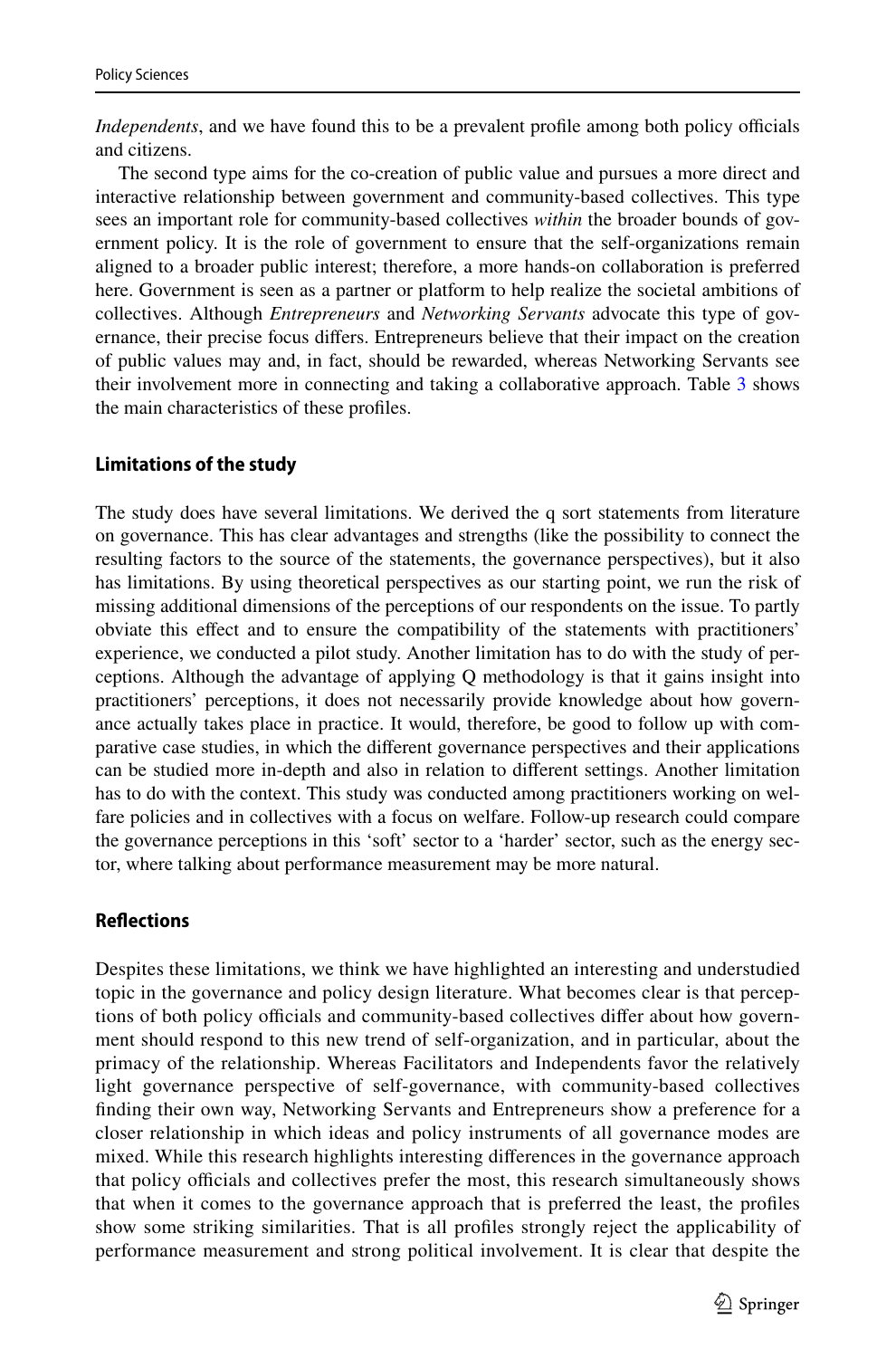*Independents*, and we have found this to be a prevalent profile among both policy officials and citizens.

The second type aims for the co-creation of public value and pursues a more direct and interactive relationship between government and community-based collectives. This type sees an important role for community-based collectives *within* the broader bounds of government policy. It is the role of government to ensure that the self-organizations remain aligned to a broader public interest; therefore, a more hands-on collaboration is preferred here. Government is seen as a partner or platform to help realize the societal ambitions of collectives. Although *Entrepreneurs* and *Networking Servants* advocate this type of governance, their precise focus differs. Entrepreneurs believe that their impact on the creation of public values may and, in fact, should be rewarded, whereas Networking Servants see their involvement more in connecting and taking a collaborative approach. Table 3 shows the main characteristics of these profiles.

### Limitations of the study

The study does have several limitations. We derived the q sort statements from literature on governance. This has clear advantages and strengths (like the possibility to connect the resulting factors to the source of the statements, the governance perspectives), but it also has limitations. By using theoretical perspectives as our starting point, we run the risk of missing additional dimensions of the perceptions of our respondents on the issue. To partly obviate this effect and to ensure the compatibility of the statements with practitioners' experience, we conducted a pilot study. Another limitation has to do with the study of perceptions. Although the advantage of applying Q methodology is that it gains insight into practitioners' perceptions, it does not necessarily provide knowledge about how governance actually takes place in practice. It would, therefore, be good to follow up with comparative case studies, in which the different governance perspectives and their applications can be studied more in-depth and also in relation to different settings. Another limitation has to do with the context. This study was conducted among practitioners working on welfare policies and in collectives with a focus on welfare. Follow-up research could compare the governance perceptions in this 'soft' sector to a 'harder' sector, such as the energy sector, where talking about performance measurement may be more natural.

### Reflections

Despites these limitations, we think we have highlighted an interesting and understudied topic in the governance and policy design literature. What becomes clear is that perceptions of both policy officials and community-based collectives differ about how government should respond to this new trend of self-organization, and in particular, about the primacy of the relationship. Whereas Facilitators and Independents favor the relatively light governance perspective of self-governance, with community-based collectives finding their own way, Networking Servants and Entrepreneurs show a preference for a closer relationship in which ideas and policy instruments of all governance modes are mixed. While this research highlights interesting differences in the governance approach that policy officials and collectives prefer the most, this research simultaneously shows that when it comes to the governance approach that is preferred the least, the profiles show some striking similarities. That is all profiles strongly reject the applicability of performance measurement and strong political involvement. It is clear that despite the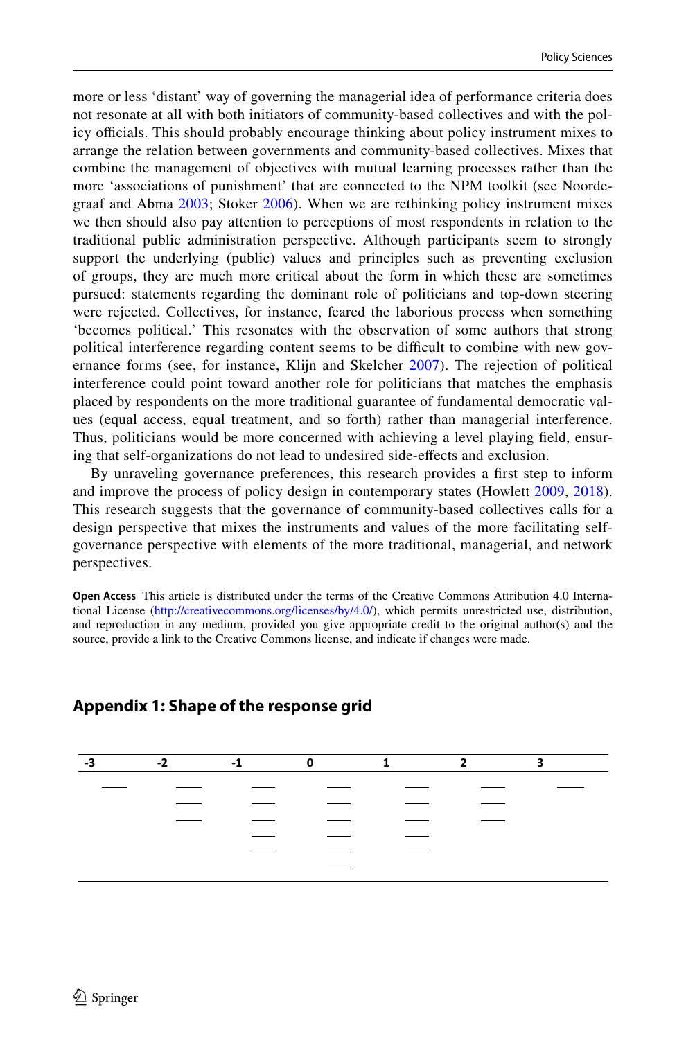more or less 'distant' way of governing the managerial idea of performance criteria does not resonate at all with both initiators of community-based collectives and with the policy officials. This should probably encourage thinking about policy instrument mixes to arrange the relation between governments and community-based collectives. Mixes that combine the management of objectives with mutual learning processes rather than the more 'associations of punishment' that are connected to the NPM toolkit (see Noordegraaf and Abma 2003; Stoker 2006). When we are rethinking policy instrument mixes we then should also pay attention to perceptions of most respondents in relation to the traditional public administration perspective. Although participants seem to strongly support the underlying (public) values and principles such as preventing exclusion of groups, they are much more critical about the form in which these are sometimes pursued: statements regarding the dominant role of politicians and top-down steering were rejected. Collectives, for instance, feared the laborious process when something 'becomes political.' This resonates with the observation of some authors that strong political interference regarding content seems to be difficult to combine with new governance forms (see, for instance, Klijn and Skelcher 2007). The rejection of political interference could point toward another role for politicians that matches the emphasis placed by respondents on the more traditional guarantee of fundamental democratic values (equal access, equal treatment, and so forth) rather than managerial interference. Thus, politicians would be more concerned with achieving a level playing field, ensuring that self-organizations do not lead to undesired side-effects and exclusion.

By unraveling governance preferences, this research provides a first step to inform and improve the process of policy design in contemporary states (Howlett 2009, 2018). This research suggests that the governance of community-based collectives calls for a design perspective that mixes the instruments and values of the more facilitating self-governance perspective with elements of the more traditional, managerial, and network perspectives.

**Open Access** This article is distributed under the terms of the Creative Commons Attribution 4.0 International License (http://creativecommons.org/licenses/by/4.0/), which permits unrestricted use, distribution, and reproduction in any medium, provided you give appropriate credit to the original author(s) and the source, provide a link to the Creative Commons license, and indicate if changes were made.

## Appendix 1: Shape of the response grid

| -3 | -2 | -1 | 0 | 1 | 2 | 3 |
|---|---|---|---|---|---|---|
| ____ | ____ | ____ | ____ | ____ | ____ | ____ |
| | ____ | ____ | ____ | ____ | ____ | |
| | ____ | ____ | ____ | ____ | ____ | |
| | | ____ | ____ | ____ | | |
| | | ____ | ____ | ____ | | |
| | | | ____ | | | |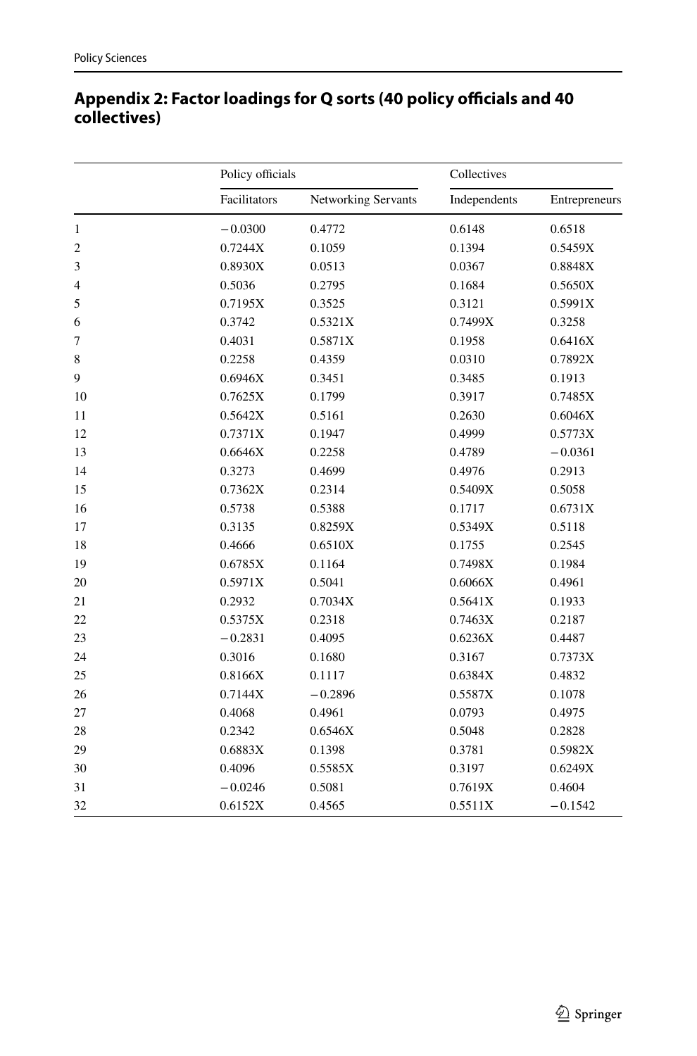## Appendix 2: Factor loadings for Q sorts (40 policy officials and 40 collectives)

| | Policy officials | | Collectives | |
|---|---|---|---|---|
| | Facilitators | Networking Servants | Independents | Entrepreneurs |
| 1 | −0.0300 | 0.4772 | 0.6148 | 0.6518 |
| 2 | 0.7244X | 0.1059 | 0.1394 | 0.5459X |
| 3 | 0.8930X | 0.0513 | 0.0367 | 0.8848X |
| 4 | 0.5036 | 0.2795 | 0.1684 | 0.5650X |
| 5 | 0.7195X | 0.3525 | 0.3121 | 0.5991X |
| 6 | 0.3742 | 0.5321X | 0.7499X | 0.3258 |
| 7 | 0.4031 | 0.5871X | 0.1958 | 0.6416X |
| 8 | 0.2258 | 0.4359 | 0.0310 | 0.7892X |
| 9 | 0.6946X | 0.3451 | 0.3485 | 0.1913 |
| 10 | 0.7625X | 0.1799 | 0.3917 | 0.7485X |
| 11 | 0.5642X | 0.5161 | 0.2630 | 0.6046X |
| 12 | 0.7371X | 0.1947 | 0.4999 | 0.5773X |
| 13 | 0.6646X | 0.2258 | 0.4789 | −0.0361 |
| 14 | 0.3273 | 0.4699 | 0.4976 | 0.2913 |
| 15 | 0.7362X | 0.2314 | 0.5409X | 0.5058 |
| 16 | 0.5738 | 0.5388 | 0.1717 | 0.6731X |
| 17 | 0.3135 | 0.8259X | 0.5349X | 0.5118 |
| 18 | 0.4666 | 0.6510X | 0.1755 | 0.2545 |
| 19 | 0.6785X | 0.1164 | 0.7498X | 0.1984 |
| 20 | 0.5971X | 0.5041 | 0.6066X | 0.4961 |
| 21 | 0.2932 | 0.7034X | 0.5641X | 0.1933 |
| 22 | 0.5375X | 0.2318 | 0.7463X | 0.2187 |
| 23 | −0.2831 | 0.4095 | 0.6236X | 0.4487 |
| 24 | 0.3016 | 0.1680 | 0.3167 | 0.7373X |
| 25 | 0.8166X | 0.1117 | 0.6384X | 0.4832 |
| 26 | 0.7144X | −0.2896 | 0.5587X | 0.1078 |
| 27 | 0.4068 | 0.4961 | 0.0793 | 0.4975 |
| 28 | 0.2342 | 0.6546X | 0.5048 | 0.2828 |
| 29 | 0.6883X | 0.1398 | 0.3781 | 0.5982X |
| 30 | 0.4096 | 0.5585X | 0.3197 | 0.6249X |
| 31 | −0.0246 | 0.5081 | 0.7619X | 0.4604 |
| 32 | 0.6152X | 0.4565 | 0.5511X | −0.1542 |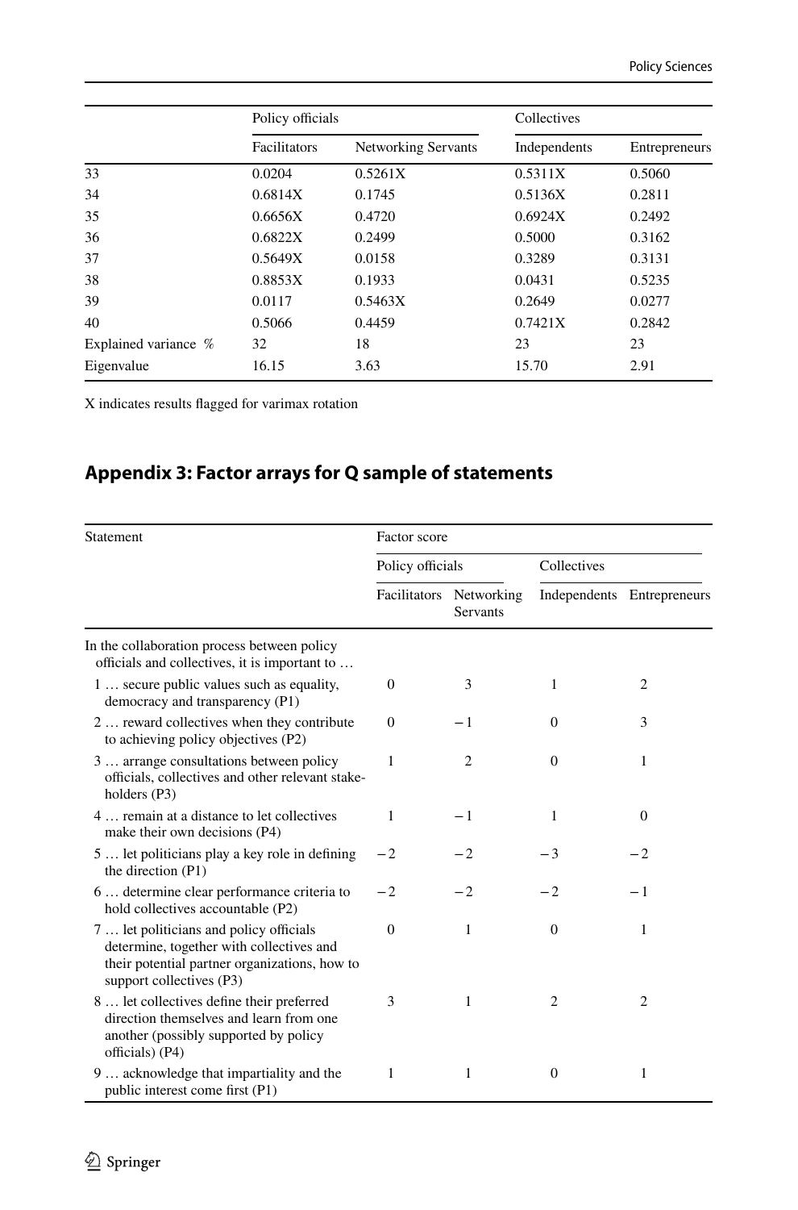| | Policy officials | | Collectives | |
|---|---|---|---|---|
| | Facilitators | Networking Servants | Independents | Entrepreneurs |
| 33 | 0.0204 | 0.5261X | 0.5311X | 0.5060 |
| 34 | 0.6814X | 0.1745 | 0.5136X | 0.2811 |
| 35 | 0.6656X | 0.4720 | 0.6924X | 0.2492 |
| 36 | 0.6822X | 0.2499 | 0.5000 | 0.3162 |
| 37 | 0.5649X | 0.0158 | 0.3289 | 0.3131 |
| 38 | 0.8853X | 0.1933 | 0.0431 | 0.5235 |
| 39 | 0.0117 | 0.5463X | 0.2649 | 0.0277 |
| 40 | 0.5066 | 0.4459 | 0.7421X | 0.2842 |
| Explained variance % | 32 | 18 | 23 | 23 |
| Eigenvalue | 16.15 | 3.63 | 15.70 | 2.91 |

X indicates results flagged for varimax rotation

## Appendix 3: Factor arrays for Q sample of statements

| Statement | Factor score | | | |
|---|---|---|---|---|
| | Policy officials | | Collectives | |
| | Facilitators | Networking Servants | Independents | Entrepreneurs |
| In the collaboration process between policy officials and collectives, it is important to … | | | | |
| 1 … secure public values such as equality, democracy and transparency (P1) | 0 | 3 | 1 | 2 |
| 2 … reward collectives when they contribute to achieving policy objectives (P2) | 0 | −1 | 0 | 3 |
| 3 … arrange consultations between policy officials, collectives and other relevant stakeholders (P3) | 1 | 2 | 0 | 1 |
| 4 … remain at a distance to let collectives make their own decisions (P4) | 1 | −1 | 1 | 0 |
| 5 … let politicians play a key role in defining the direction (P1) | −2 | −2 | −3 | −2 |
| 6 … determine clear performance criteria to hold collectives accountable (P2) | −2 | −2 | −2 | −1 |
| 7 … let politicians and policy officials determine, together with collectives and their potential partner organizations, how to support collectives (P3) | 0 | 1 | 0 | 1 |
| 8 … let collectives define their preferred direction themselves and learn from one another (possibly supported by policy officials) (P4) | 3 | 1 | 2 | 2 |
| 9 … acknowledge that impartiality and the public interest come first (P1) | 1 | 1 | 0 | 1 |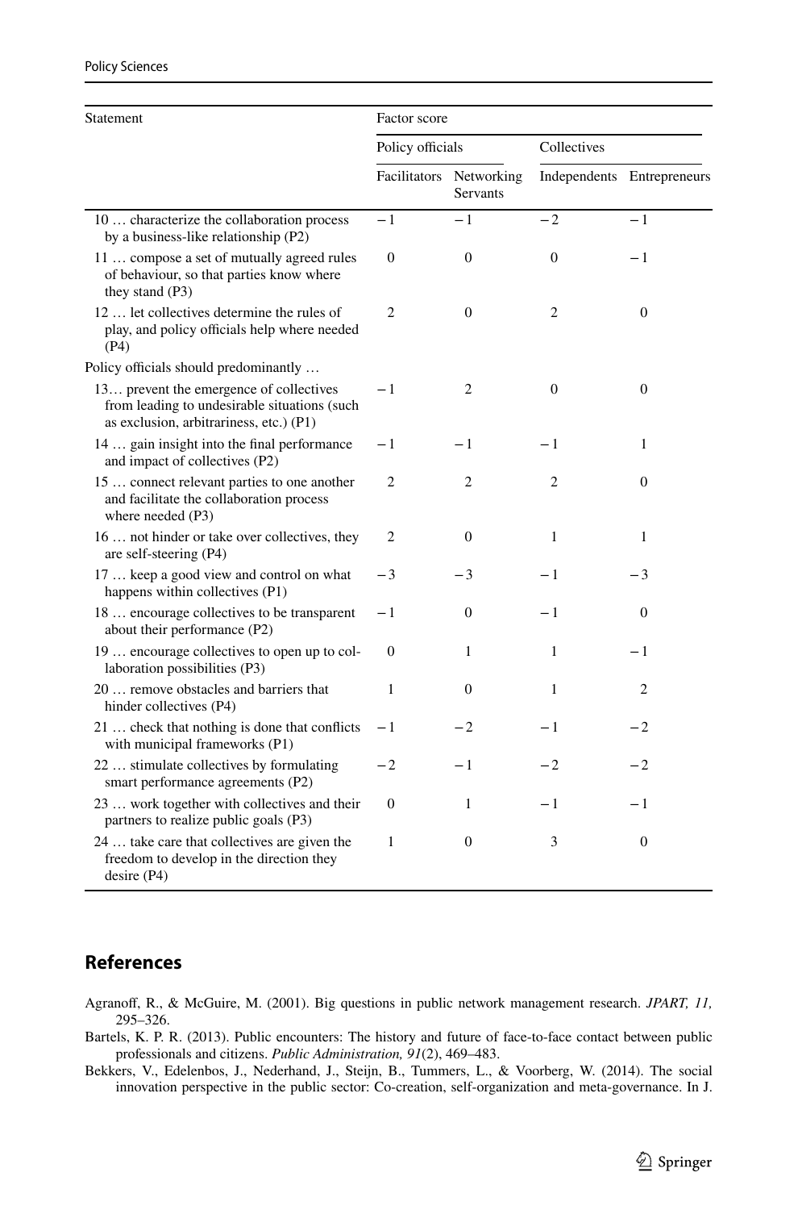| Statement | Factor score | | | |
|---|---|---|---|---|
| | Policy officials | | Collectives | |
| | Facilitators | Networking Servants | Independents | Entrepreneurs |
| 10 … characterize the collaboration process by a business-like relationship (P2) | −1 | −1 | −2 | −1 |
| 11 … compose a set of mutually agreed rules of behaviour, so that parties know where they stand (P3) | 0 | 0 | 0 | −1 |
| 12 … let collectives determine the rules of play, and policy officials help where needed (P4) | 2 | 0 | 2 | 0 |
| Policy officials should predominantly … | | | | |
| 13… prevent the emergence of collectives from leading to undesirable situations (such as exclusion, arbitrariness, etc.) (P1) | −1 | 2 | 0 | 0 |
| 14 … gain insight into the final performance and impact of collectives (P2) | −1 | −1 | −1 | 1 |
| 15 … connect relevant parties to one another and facilitate the collaboration process where needed (P3) | 2 | 2 | 2 | 0 |
| 16 … not hinder or take over collectives, they are self-steering (P4) | 2 | 0 | 1 | 1 |
| 17 … keep a good view and control on what happens within collectives (P1) | −3 | −3 | −1 | −3 |
| 18 … encourage collectives to be transparent about their performance (P2) | −1 | 0 | −1 | 0 |
| 19 … encourage collectives to open up to collaboration possibilities (P3) | 0 | 1 | 1 | −1 |
| 20 … remove obstacles and barriers that hinder collectives (P4) | 1 | 0 | 1 | 2 |
| 21 … check that nothing is done that conflicts with municipal frameworks (P1) | −1 | −2 | −1 | −2 |
| 22 … stimulate collectives by formulating smart performance agreements (P2) | −2 | −1 | −2 | −2 |
| 23 … work together with collectives and their partners to realize public goals (P3) | 0 | 1 | −1 | −1 |
| 24 … take care that collectives are given the freedom to develop in the direction they desire (P4) | 1 | 0 | 3 | 0 |

## References

Agranoff, R., & McGuire, M. (2001). Big questions in public network management research. *JPART, 11,* 295–326.

Bartels, K. P. R. (2013). Public encounters: The history and future of face-to-face contact between public professionals and citizens. *Public Administration, 91*(2), 469–483.

Bekkers, V., Edelenbos, J., Nederhand, J., Steijn, B., Tummers, L., & Voorberg, W. (2014). The social innovation perspective in the public sector: Co-creation, self-organization and meta-governance. In J.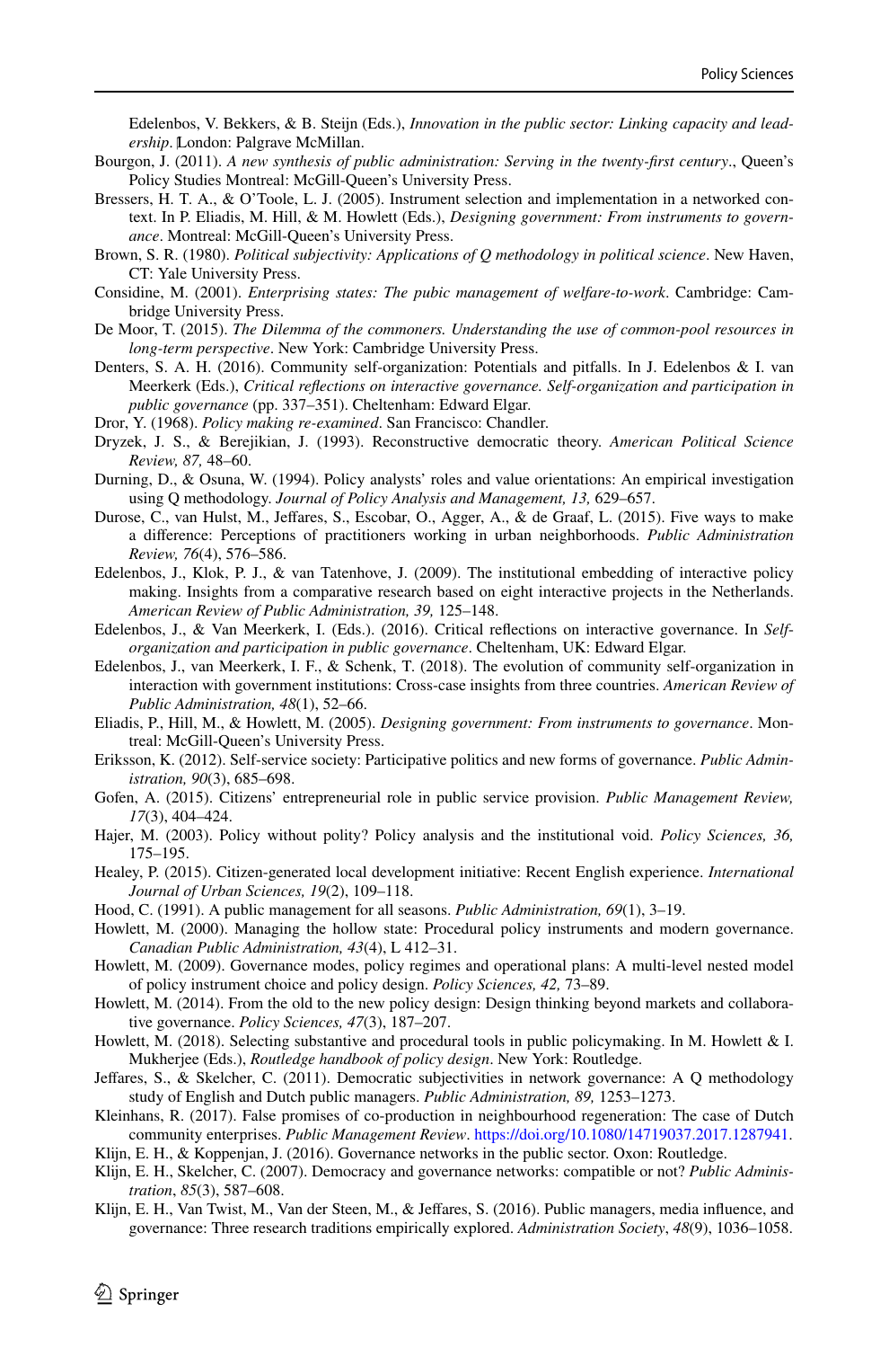Edelenbos, V. Bekkers, & B. Steijn (Eds.), *Innovation in the public sector: Linking capacity and leadership*. London: Palgrave McMillan.

Bourgon, J. (2011). *A new synthesis of public administration: Serving in the twenty-first century*., Queen's Policy Studies Montreal: McGill-Queen's University Press.

Bressers, H. T. A., & O'Toole, L. J. (2005). Instrument selection and implementation in a networked context. In P. Eliadis, M. Hill, & M. Howlett (Eds.), *Designing government: From instruments to governance*. Montreal: McGill-Queen's University Press.

Brown, S. R. (1980). *Political subjectivity: Applications of Q methodology in political science*. New Haven, CT: Yale University Press.

Considine, M. (2001). *Enterprising states: The pubic management of welfare-to-work*. Cambridge: Cambridge University Press.

De Moor, T. (2015). *The Dilemma of the commoners. Understanding the use of common-pool resources in long-term perspective*. New York: Cambridge University Press.

Denters, S. A. H. (2016). Community self-organization: Potentials and pitfalls. In J. Edelenbos & I. van Meerkerk (Eds.), *Critical reflections on interactive governance. Self-organization and participation in public governance* (pp. 337–351). Cheltenham: Edward Elgar.

Dror, Y. (1968). *Policy making re-examined*. San Francisco: Chandler.

Dryzek, J. S., & Berejikian, J. (1993). Reconstructive democratic theory. *American Political Science Review, 87,* 48–60.

Durning, D., & Osuna, W. (1994). Policy analysts' roles and value orientations: An empirical investigation using Q methodology. *Journal of Policy Analysis and Management, 13,* 629–657.

Durose, C., van Hulst, M., Jeffares, S., Escobar, O., Agger, A., & de Graaf, L. (2015). Five ways to make a difference: Perceptions of practitioners working in urban neighborhoods. *Public Administration Review, 76*(4), 576–586.

Edelenbos, J., Klok, P. J., & van Tatenhove, J. (2009). The institutional embedding of interactive policy making. Insights from a comparative research based on eight interactive projects in the Netherlands. *American Review of Public Administration, 39,* 125–148.

Edelenbos, J., & Van Meerkerk, I. (Eds.). (2016). Critical reflections on interactive governance. In *Self-organization and participation in public governance*. Cheltenham, UK: Edward Elgar.

Edelenbos, J., van Meerkerk, I. F., & Schenk, T. (2018). The evolution of community self-organization in interaction with government institutions: Cross-case insights from three countries. *American Review of Public Administration, 48*(1), 52–66.

Eliadis, P., Hill, M., & Howlett, M. (2005). *Designing government: From instruments to governance*. Montreal: McGill-Queen's University Press.

Eriksson, K. (2012). Self-service society: Participative politics and new forms of governance. *Public Administration, 90*(3), 685–698.

Gofen, A. (2015). Citizens' entrepreneurial role in public service provision. *Public Management Review, 17*(3), 404–424.

Hajer, M. (2003). Policy without polity? Policy analysis and the institutional void. *Policy Sciences, 36,* 175–195.

Healey, P. (2015). Citizen-generated local development initiative: Recent English experience. *International Journal of Urban Sciences, 19*(2), 109–118.

Hood, C. (1991). A public management for all seasons. *Public Administration, 69*(1), 3–19.

Howlett, M. (2000). Managing the hollow state: Procedural policy instruments and modern governance. *Canadian Public Administration, 43*(4), L 412–31.

Howlett, M. (2009). Governance modes, policy regimes and operational plans: A multi-level nested model of policy instrument choice and policy design. *Policy Sciences, 42,* 73–89.

Howlett, M. (2014). From the old to the new policy design: Design thinking beyond markets and collaborative governance. *Policy Sciences, 47*(3), 187–207.

Howlett, M. (2018). Selecting substantive and procedural tools in public policymaking. In M. Howlett & I. Mukherjee (Eds.), *Routledge handbook of policy design*. New York: Routledge.

Jeffares, S., & Skelcher, C. (2011). Democratic subjectivities in network governance: A Q methodology study of English and Dutch public managers. *Public Administration, 89,* 1253–1273.

Kleinhans, R. (2017). False promises of co-production in neighbourhood regeneration: The case of Dutch community enterprises. *Public Management Review*. https://doi.org/10.1080/14719037.2017.1287941.

Klijn, E. H., & Koppenjan, J. (2016). Governance networks in the public sector. Oxon: Routledge.

Klijn, E. H., Skelcher, C. (2007). Democracy and governance networks: compatible or not? *Public Administration*, *85*(3), 587–608.

Klijn, E. H., Van Twist, M., Van der Steen, M., & Jeffares, S. (2016). Public managers, media influence, and governance: Three research traditions empirically explored. *Administration Society*, *48*(9), 1036–1058.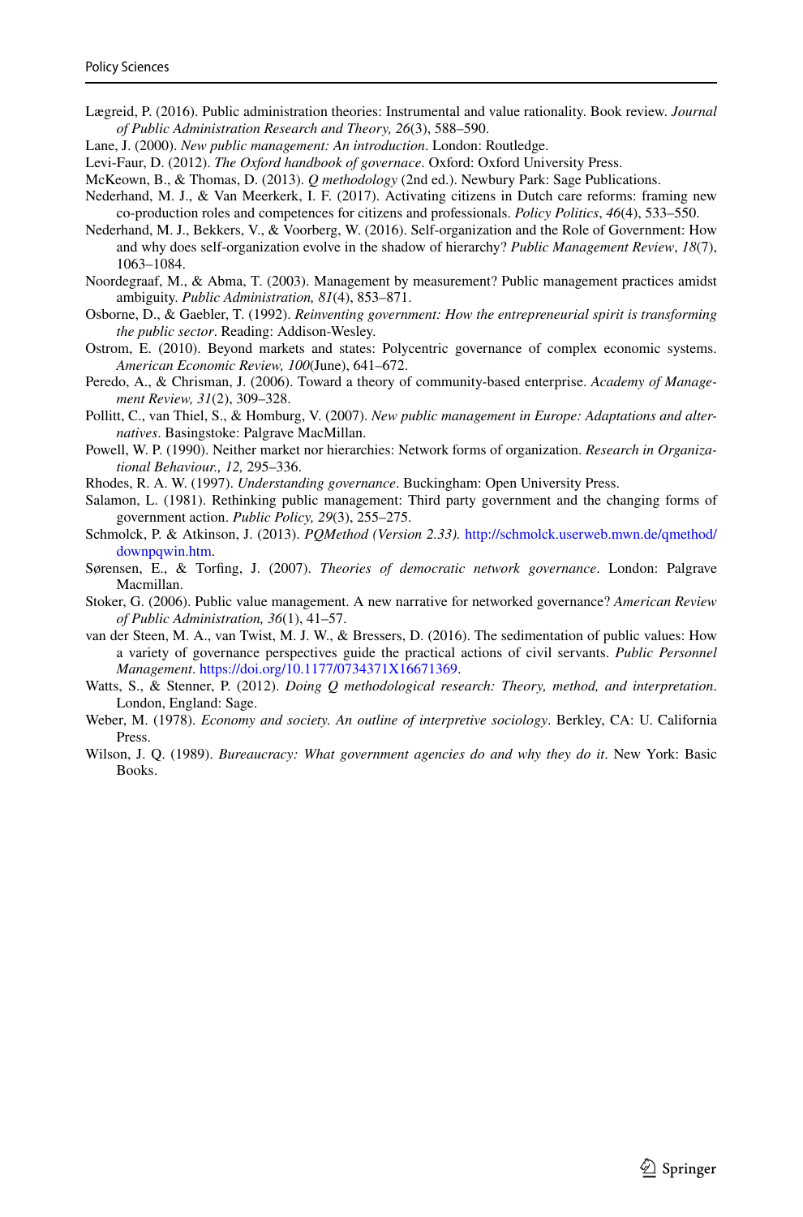Lægreid, P. (2016). Public administration theories: Instrumental and value rationality. Book review. *Journal of Public Administration Research and Theory, 26*(3), 588–590.

Lane, J. (2000). *New public management: An introduction*. London: Routledge.

Levi-Faur, D. (2012). *The Oxford handbook of governace*. Oxford: Oxford University Press.

McKeown, B., & Thomas, D. (2013). *Q methodology* (2nd ed.). Newbury Park: Sage Publications.

Nederhand, M. J., & Van Meerkerk, I. F. (2017). Activating citizens in Dutch care reforms: framing new co-production roles and competences for citizens and professionals. *Policy Politics*, *46*(4), 533–550.

Nederhand, M. J., Bekkers, V., & Voorberg, W. (2016). Self-organization and the Role of Government: How and why does self-organization evolve in the shadow of hierarchy? *Public Management Review*, *18*(7), 1063–1084.

Noordegraaf, M., & Abma, T. (2003). Management by measurement? Public management practices amidst ambiguity. *Public Administration, 81*(4), 853–871.

Osborne, D., & Gaebler, T. (1992). *Reinventing government: How the entrepreneurial spirit is transforming the public sector*. Reading: Addison-Wesley.

Ostrom, E. (2010). Beyond markets and states: Polycentric governance of complex economic systems. *American Economic Review, 100*(June), 641–672.

Peredo, A., & Chrisman, J. (2006). Toward a theory of community-based enterprise. *Academy of Management Review, 31*(2), 309–328.

Pollitt, C., van Thiel, S., & Homburg, V. (2007). *New public management in Europe: Adaptations and alternatives*. Basingstoke: Palgrave MacMillan.

Powell, W. P. (1990). Neither market nor hierarchies: Network forms of organization. *Research in Organizational Behaviour., 12,* 295–336.

Rhodes, R. A. W. (1997). *Understanding governance*. Buckingham: Open University Press.

Salamon, L. (1981). Rethinking public management: Third party government and the changing forms of government action. *Public Policy, 29*(3), 255–275.

Schmolck, P. & Atkinson, J. (2013). *PQMethod (Version 2.33).* http://schmolck.userweb.mwn.de/qmethod/downpqwin.htm.

Sørensen, E., & Torfing, J. (2007). *Theories of democratic network governance*. London: Palgrave Macmillan.

Stoker, G. (2006). Public value management. A new narrative for networked governance? *American Review of Public Administration, 36*(1), 41–57.

van der Steen, M. A., van Twist, M. J. W., & Bressers, D. (2016). The sedimentation of public values: How a variety of governance perspectives guide the practical actions of civil servants. *Public Personnel Management*. https://doi.org/10.1177/0734371X16671369.

Watts, S., & Stenner, P. (2012). *Doing Q methodological research: Theory, method, and interpretation*. London, England: Sage.

Weber, M. (1978). *Economy and society. An outline of interpretive sociology*. Berkley, CA: U. California Press.

Wilson, J. Q. (1989). *Bureaucracy: What government agencies do and why they do it*. New York: Basic Books.